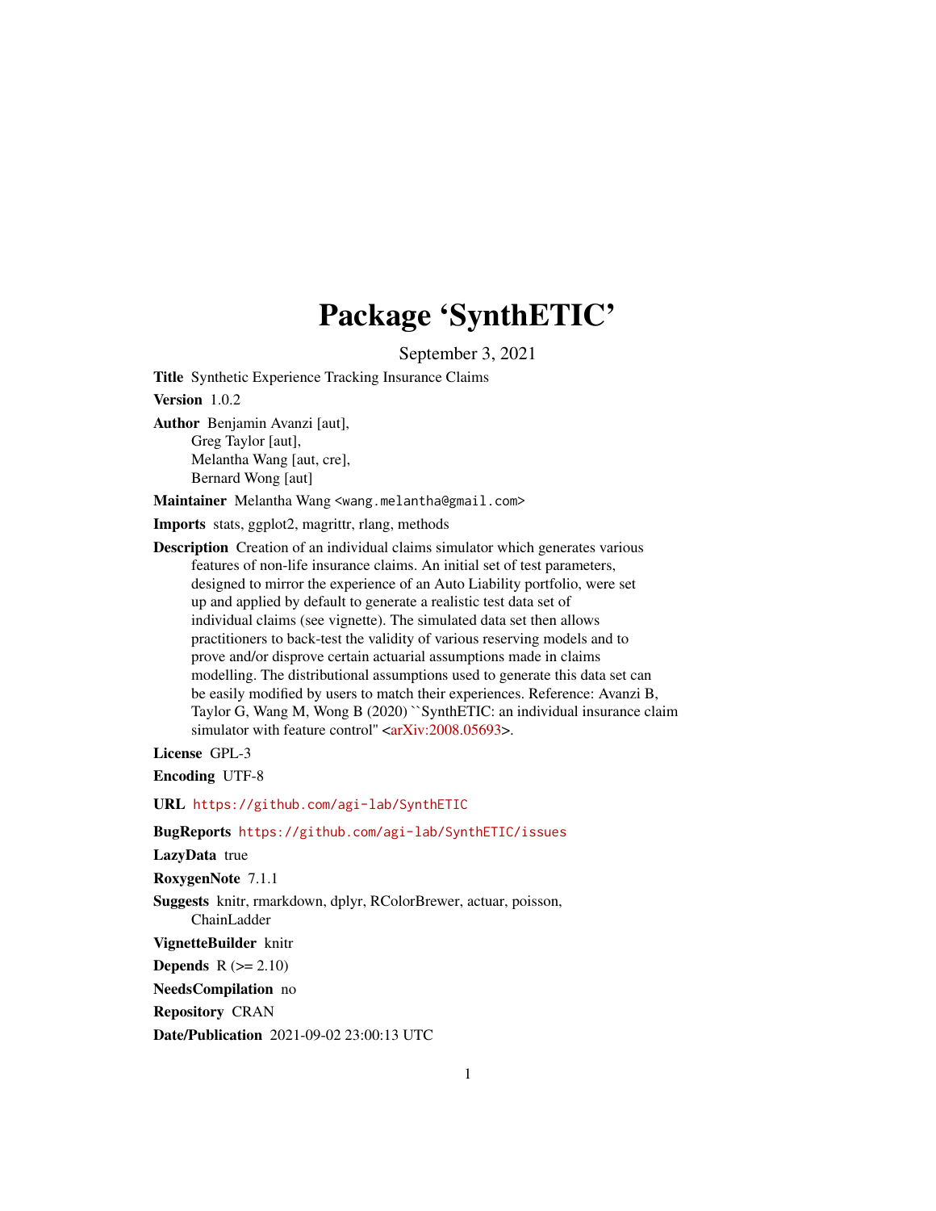# Package 'SynthETIC'

September 3, 2021

**Title** Synthetic Experience Tracking Insurance Claims

**Version** 1.0.2

**Author** Benjamin Avanzi [aut],
Greg Taylor [aut],
Melantha Wang [aut, cre],
Bernard Wong [aut]

**Maintainer** Melantha Wang <wang.melantha@gmail.com>

**Imports** stats, ggplot2, magrittr, rlang, methods

**Description** Creation of an individual claims simulator which generates various features of non-life insurance claims. An initial set of test parameters, designed to mirror the experience of an Auto Liability portfolio, were set up and applied by default to generate a realistic test data set of individual claims (see vignette). The simulated data set then allows practitioners to back-test the validity of various reserving models and to prove and/or disprove certain actuarial assumptions made in claims modelling. The distributional assumptions used to generate this data set can be easily modified by users to match their experiences. Reference: Avanzi B, Taylor G, Wang M, Wong B (2020) ``SynthETIC: an individual insurance claim simulator with feature control'' <arXiv:2008.05693>.

**License** GPL-3

**Encoding** UTF-8

**URL** https://github.com/agi-lab/SynthETIC

**BugReports** https://github.com/agi-lab/SynthETIC/issues

**LazyData** true

**RoxygenNote** 7.1.1

**Suggests** knitr, rmarkdown, dplyr, RColorBrewer, actuar, poisson, ChainLadder

**VignetteBuilder** knitr

**Depends** R (>= 2.10)

**NeedsCompilation** no

**Repository** CRAN

**Date/Publication** 2021-09-02 23:00:13 UTC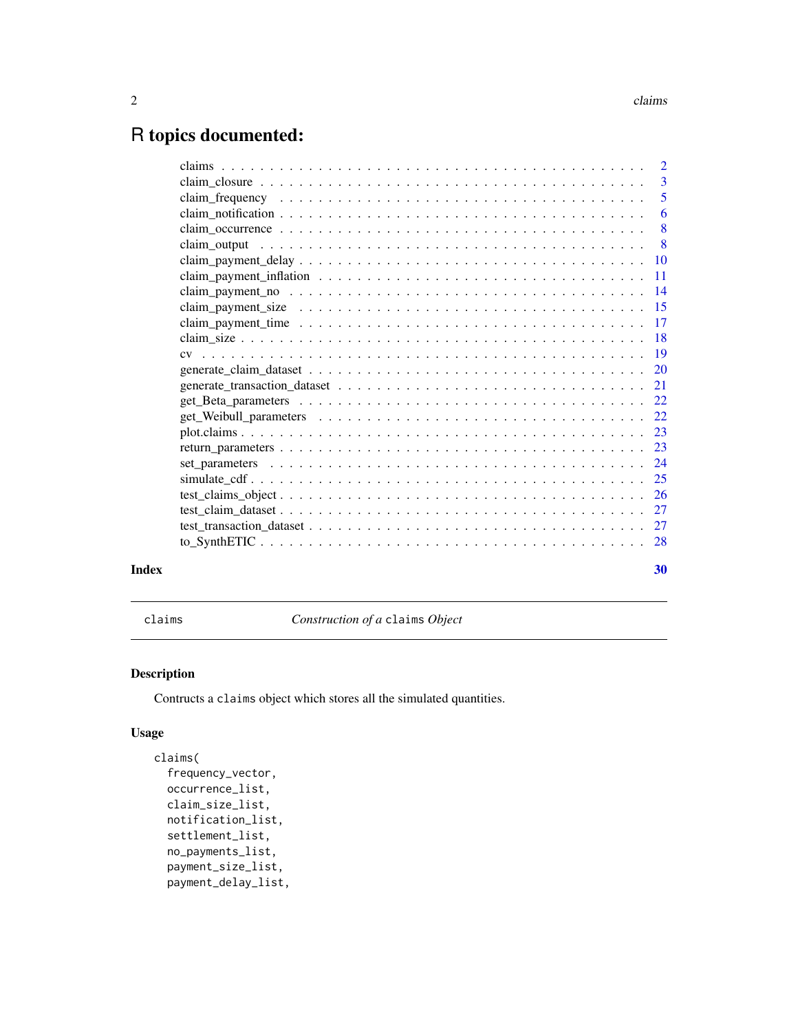# R topics documented:

| | |
|---|---|
| claims | 2 |
| claim_closure | 3 |
| claim_frequency | 5 |
| claim_notification | 6 |
| claim_occurrence | 8 |
| claim_output | 8 |
| claim_payment_delay | 10 |
| claim_payment_inflation | 11 |
| claim_payment_no | 14 |
| claim_payment_size | 15 |
| claim_payment_time | 17 |
| claim_size | 18 |
| cv | 19 |
| generate_claim_dataset | 20 |
| generate_transaction_dataset | 21 |
| get_Beta_parameters | 22 |
| get_Weibull_parameters | 22 |
| plot.claims | 23 |
| return_parameters | 23 |
| set_parameters | 24 |
| simulate_cdf | 25 |
| test_claims_object | 26 |
| test_claim_dataset | 27 |
| test_transaction_dataset | 27 |
| to_SynthETIC | 28 |

**Index** **30**

---

`claims` *Construction of a* `claims` *Object*

## Description

Contructs a `claims` object which stores all the simulated quantities.

## Usage

```
claims(
  frequency_vector,
  occurrence_list,
  claim_size_list,
  notification_list,
  settlement_list,
  no_payments_list,
  payment_size_list,
  payment_delay_list,
```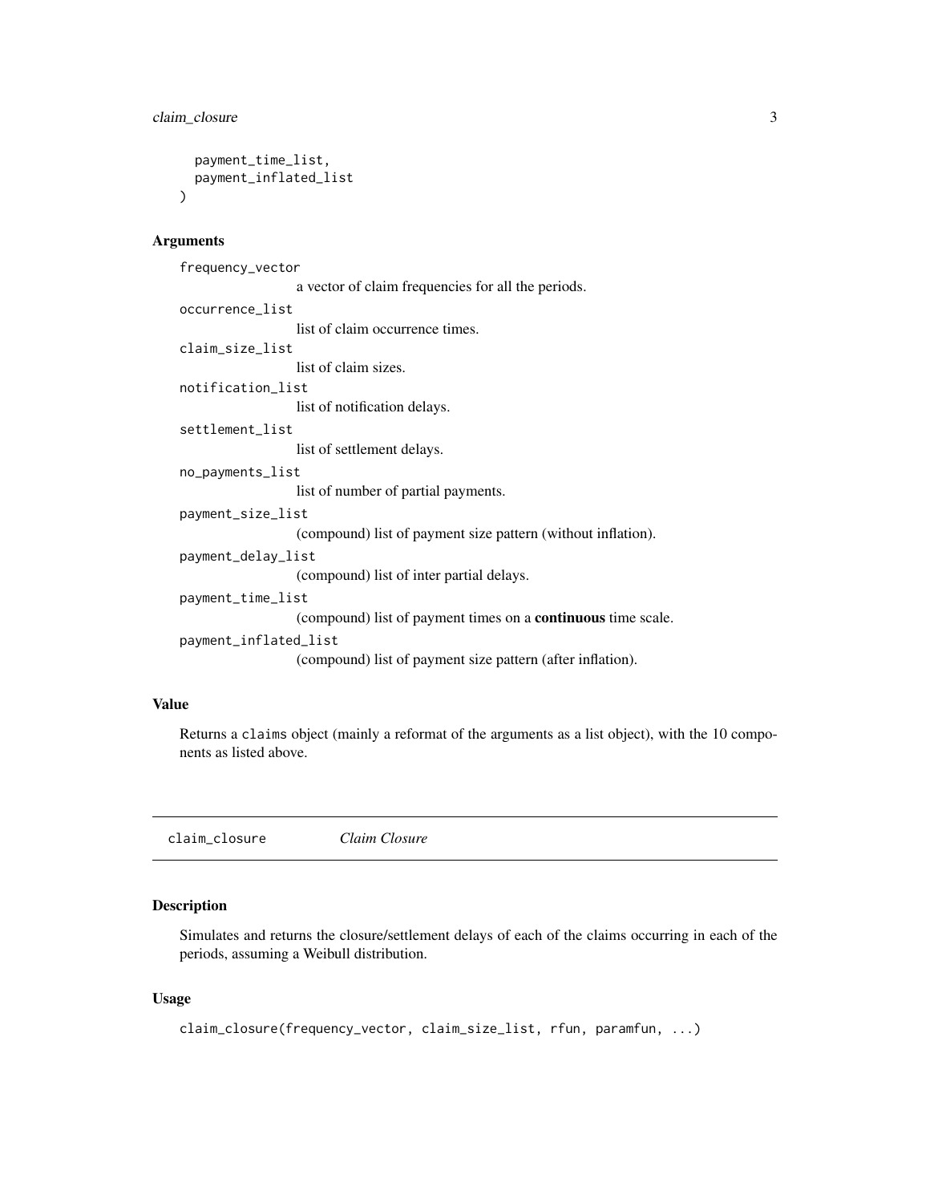```
  payment_time_list,
  payment_inflated_list
)
```

### Arguments

`frequency_vector`
: a vector of claim frequencies for all the periods.

`occurrence_list`
: list of claim occurrence times.

`claim_size_list`
: list of claim sizes.

`notification_list`
: list of notification delays.

`settlement_list`
: list of settlement delays.

`no_payments_list`
: list of number of partial payments.

`payment_size_list`
: (compound) list of payment size pattern (without inflation).

`payment_delay_list`
: (compound) list of inter partial delays.

`payment_time_list`
: (compound) list of payment times on a **continuous** time scale.

`payment_inflated_list`
: (compound) list of payment size pattern (after inflation).

### Value

Returns a `claims` object (mainly a reformat of the arguments as a list object), with the 10 components as listed above.

---

## `claim_closure` *Claim Closure*

---

### Description

Simulates and returns the closure/settlement delays of each of the claims occurring in each of the periods, assuming a Weibull distribution.

### Usage

```
claim_closure(frequency_vector, claim_size_list, rfun, paramfun, ...)
```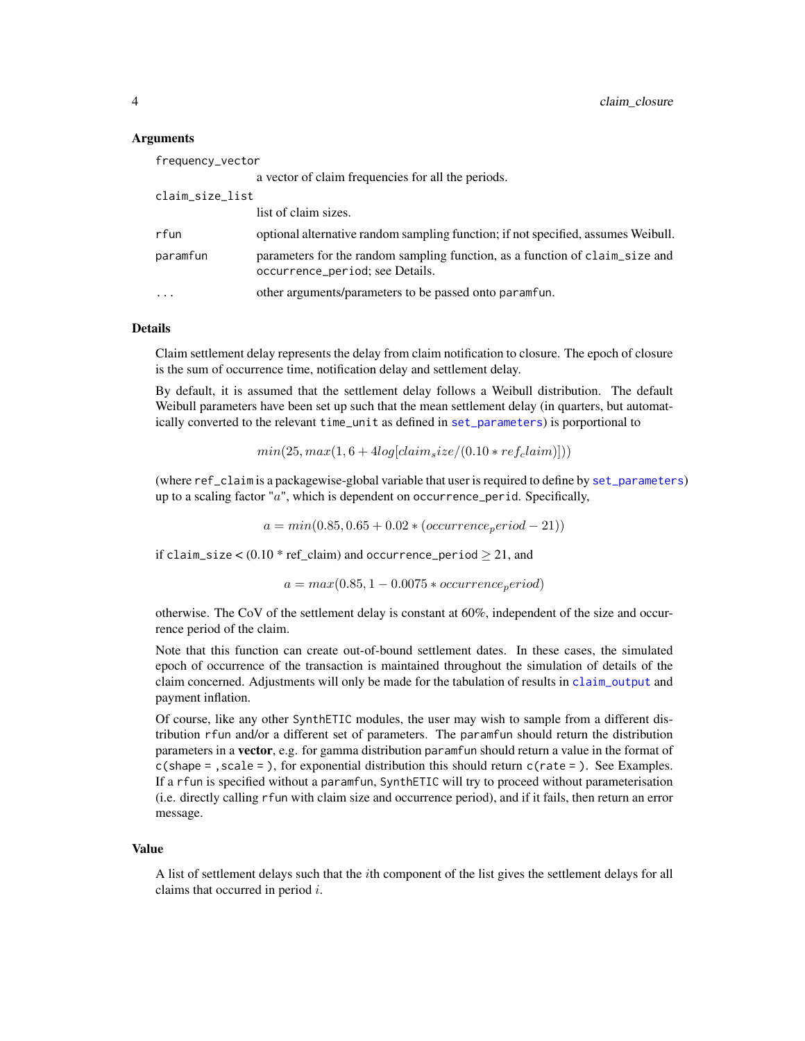### Arguments

| | |
|---|---|
| `frequency_vector` | a vector of claim frequencies for all the periods. |
| `claim_size_list` | list of claim sizes. |
| `rfun` | optional alternative random sampling function; if not specified, assumes Weibull. |
| `paramfun` | parameters for the random sampling function, as a function of `claim_size` and `occurrence_period`; see Details. |
| `...` | other arguments/parameters to be passed onto `paramfun`. |

### Details

Claim settlement delay represents the delay from claim notification to closure. The epoch of closure is the sum of occurrence time, notification delay and settlement delay.

By default, it is assumed that the settlement delay follows a Weibull distribution. The default Weibull parameters have been set up such that the mean settlement delay (in quarters, but automatically converted to the relevant `time_unit` as defined in `set_parameters`) is porportional to

$$min(25, max(1, 6 + 4log[claim_size/(0.10 * ref_claim)]))$$

(where `ref_claim` is a packagewise-global variable that user is required to define by `set_parameters`) up to a scaling factor "$a$", which is dependent on `occurrence_perid`. Specifically,

$$a = min(0.85, 0.65 + 0.02 * (occurrence_period - 21))$$

if `claim_size` < (0.10 * ref_claim) and `occurrence_period` $\geq 21$, and

$$a = max(0.85, 1 - 0.0075 * occurrence_period)$$

otherwise. The CoV of the settlement delay is constant at 60%, independent of the size and occurrence period of the claim.

Note that this function can create out-of-bound settlement dates. In these cases, the simulated epoch of occurrence of the transaction is maintained throughout the simulation of details of the claim concerned. Adjustments will only be made for the tabulation of results in `claim_output` and payment inflation.

Of course, like any other `SynthETIC` modules, the user may wish to sample from a different distribution `rfun` and/or a different set of parameters. The `paramfun` should return the distribution parameters in a **vector**, e.g. for gamma distribution `paramfun` should return a value in the format of `c(shape = , scale = )`, for exponential distribution this should return `c(rate = )`. See Examples. If a `rfun` is specified without a `paramfun`, `SynthETIC` will try to proceed without parameterisation (i.e. directly calling `rfun` with claim size and occurrence period), and if it fails, then return an error message.

### Value

A list of settlement delays such that the $i$th component of the list gives the settlement delays for all claims that occurred in period $i$.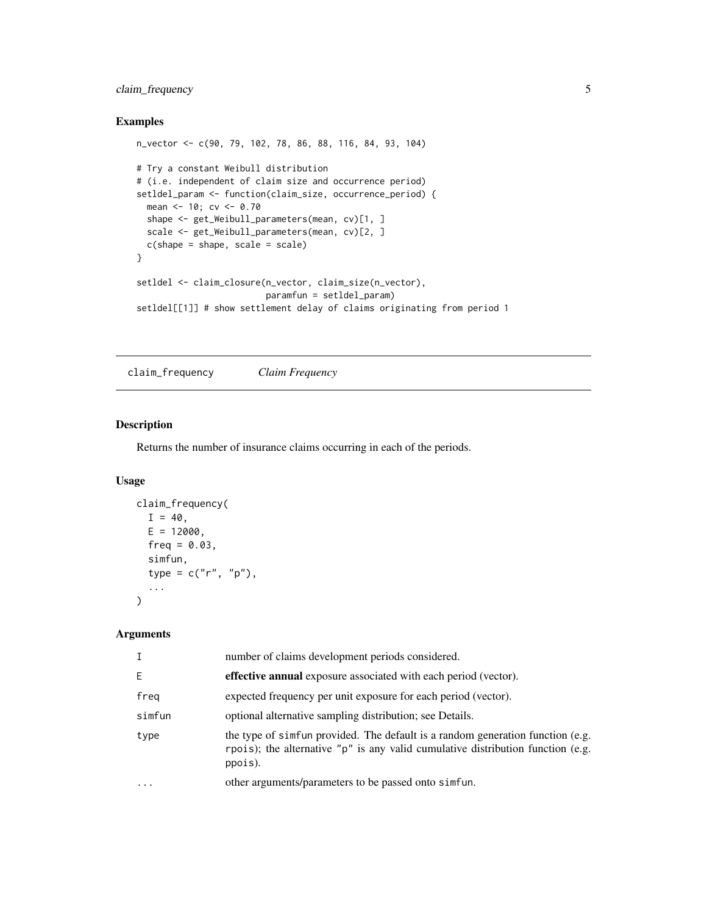## Examples

```
n_vector <- c(90, 79, 102, 78, 86, 88, 116, 84, 93, 104)

# Try a constant Weibull distribution
# (i.e. independent of claim size and occurrence period)
setldel_param <- function(claim_size, occurrence_period) {
  mean <- 10; cv <- 0.70
  shape <- get_Weibull_parameters(mean, cv)[1, ]
  scale <- get_Weibull_parameters(mean, cv)[2, ]
  c(shape = shape, scale = scale)
}

setldel <- claim_closure(n_vector, claim_size(n_vector),
                         paramfun = setldel_param)
setldel[[1]] # show settlement delay of claims originating from period 1
```

---

# claim_frequency    *Claim Frequency*

## Description

Returns the number of insurance claims occurring in each of the periods.

## Usage

```
claim_frequency(
  I = 40,
  E = 12000,
  freq = 0.03,
  simfun,
  type = c("r", "p"),
  ...
)
```

## Arguments

| | |
|---|---|
| `I` | number of claims development periods considered. |
| `E` | **effective annual** exposure associated with each period (vector). |
| `freq` | expected frequency per unit exposure for each period (vector). |
| `simfun` | optional alternative sampling distribution; see Details. |
| `type` | the type of `simfun` provided. The default is a random generation function (e.g. `rpois`); the alternative `"p"` is any valid cumulative distribution function (e.g. `ppois`). |
| `...` | other arguments/parameters to be passed onto `simfun`. |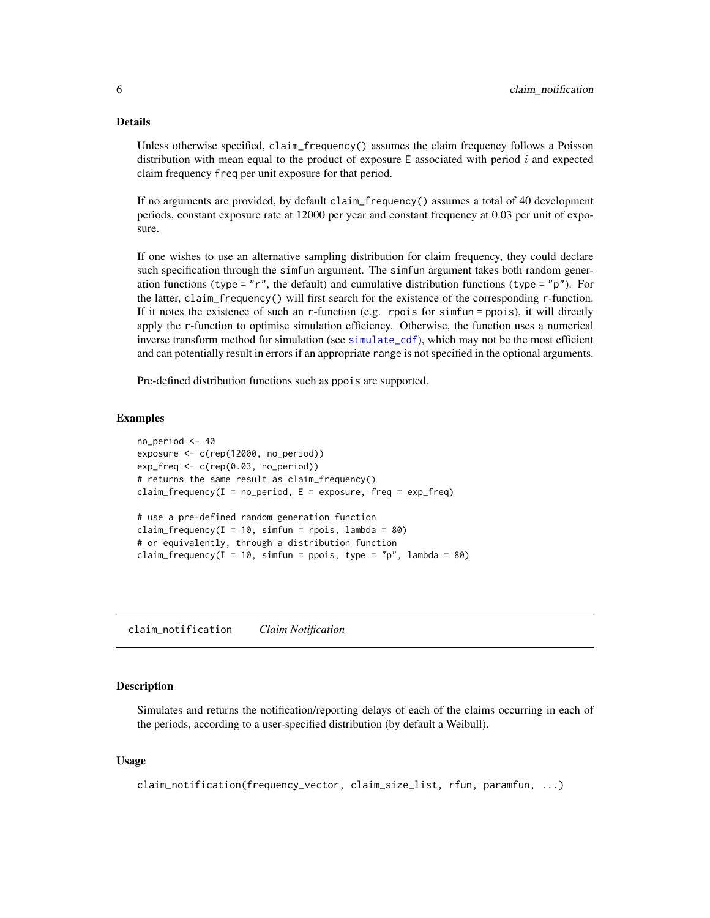### Details

Unless otherwise specified, `claim_frequency()` assumes the claim frequency follows a Poisson distribution with mean equal to the product of exposure `E` associated with period $i$ and expected claim frequency `freq` per unit exposure for that period.

If no arguments are provided, by default `claim_frequency()` assumes a total of 40 development periods, constant exposure rate at 12000 per year and constant frequency at 0.03 per unit of exposure.

If one wishes to use an alternative sampling distribution for claim frequency, they could declare such specification through the `simfun` argument. The `simfun` argument takes both random generation functions (`type = "r"`, the default) and cumulative distribution functions (`type = "p"`). For the latter, `claim_frequency()` will first search for the existence of the corresponding `r`-function. If it notes the existence of such an `r`-function (e.g. `rpois` for `simfun = ppois`), it will directly apply the `r`-function to optimise simulation efficiency. Otherwise, the function uses a numerical inverse transform method for simulation (see `simulate_cdf`), which may not be the most efficient and can potentially result in errors if an appropriate `range` is not specified in the optional arguments.

Pre-defined distribution functions such as `ppois` are supported.

### Examples

```
no_period <- 40
exposure <- c(rep(12000, no_period))
exp_freq <- c(rep(0.03, no_period))
# returns the same result as claim_frequency()
claim_frequency(I = no_period, E = exposure, freq = exp_freq)

# use a pre-defined random generation function
claim_frequency(I = 10, simfun = rpois, lambda = 80)
# or equivalently, through a distribution function
claim_frequency(I = 10, simfun = ppois, type = "p", lambda = 80)
```

---

## `claim_notification` *Claim Notification*

### Description

Simulates and returns the notification/reporting delays of each of the claims occurring in each of the periods, according to a user-specified distribution (by default a Weibull).

### Usage

```
claim_notification(frequency_vector, claim_size_list, rfun, paramfun, ...)
```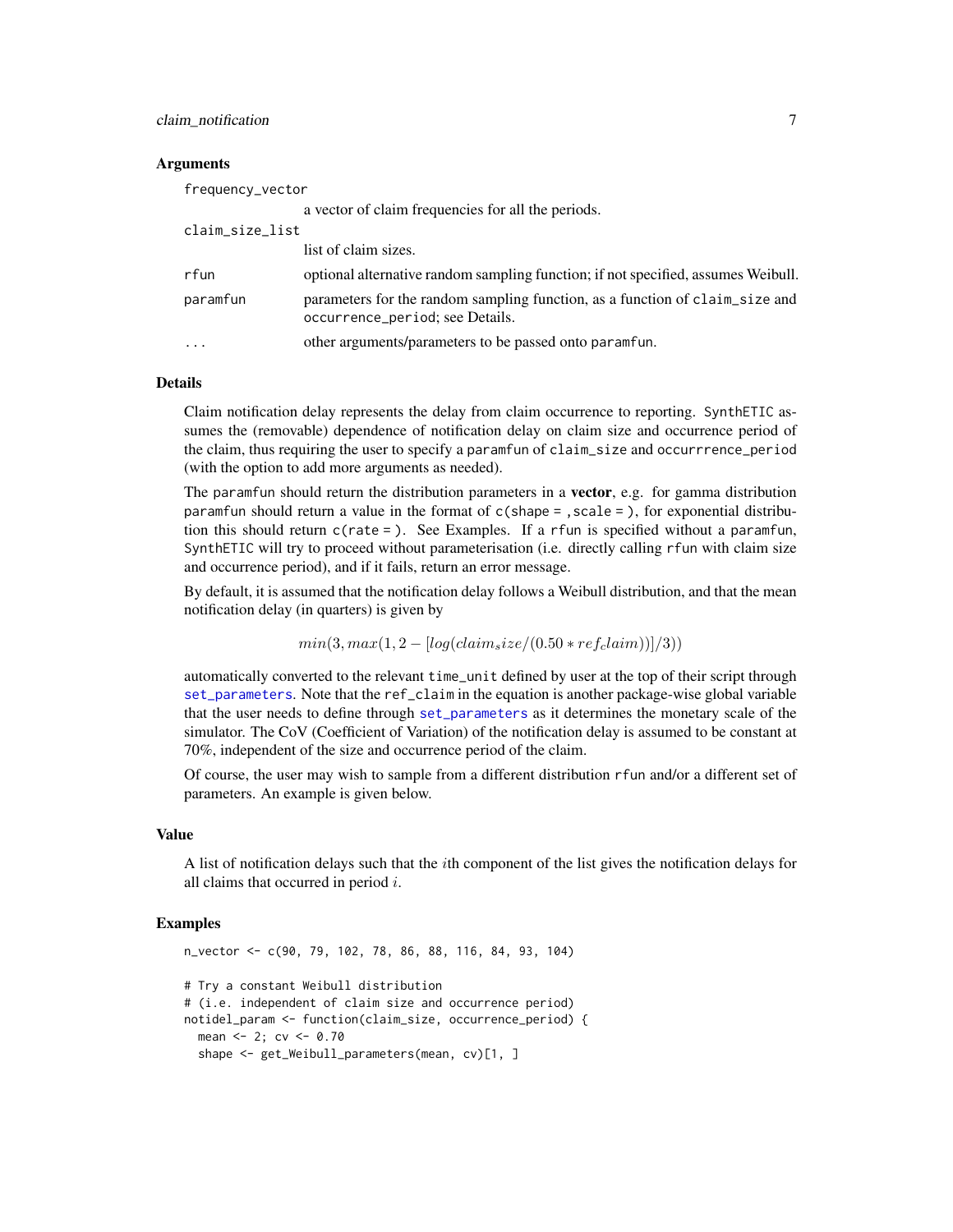### Arguments

| | |
|---|---|
| `frequency_vector` | a vector of claim frequencies for all the periods. |
| `claim_size_list` | list of claim sizes. |
| `rfun` | optional alternative random sampling function; if not specified, assumes Weibull. |
| `paramfun` | parameters for the random sampling function, as a function of `claim_size` and `occurrence_period`; see Details. |
| `...` | other arguments/parameters to be passed onto `paramfun`. |

### Details

Claim notification delay represents the delay from claim occurrence to reporting. `SynthETIC` assumes the (removable) dependence of notification delay on claim size and occurrence period of the claim, thus requiring the user to specify a `paramfun` of `claim_size` and `occurrrence_period` (with the option to add more arguments as needed).

The `paramfun` should return the distribution parameters in a **vector**, e.g. for gamma distribution `paramfun` should return a value in the format of `c(shape = , scale = )`, for exponential distribution this should return `c(rate = )`. See Examples. If a `rfun` is specified without a `paramfun`, `SynthETIC` will try to proceed without parameterisation (i.e. directly calling `rfun` with claim size and occurrence period), and if it fails, return an error message.

By default, it is assumed that the notification delay follows a Weibull distribution, and that the mean notification delay (in quarters) is given by

$$min(3, max(1, 2 - [log(claim_size/(0.50 * ref_claim))]/3))$$

automatically converted to the relevant `time_unit` defined by user at the top of their script through `set_parameters`. Note that the `ref_claim` in the equation is another package-wise global variable that the user needs to define through `set_parameters` as it determines the monetary scale of the simulator. The CoV (Coefficient of Variation) of the notification delay is assumed to be constant at 70%, independent of the size and occurrence period of the claim.

Of course, the user may wish to sample from a different distribution `rfun` and/or a different set of parameters. An example is given below.

### Value

A list of notification delays such that the $i$th component of the list gives the notification delays for all claims that occurred in period $i$.

### Examples

```
n_vector <- c(90, 79, 102, 78, 86, 88, 116, 84, 93, 104)

# Try a constant Weibull distribution
# (i.e. independent of claim size and occurrence period)
notidel_param <- function(claim_size, occurrence_period) {
  mean <- 2; cv <- 0.70
  shape <- get_Weibull_parameters(mean, cv)[1, ]
```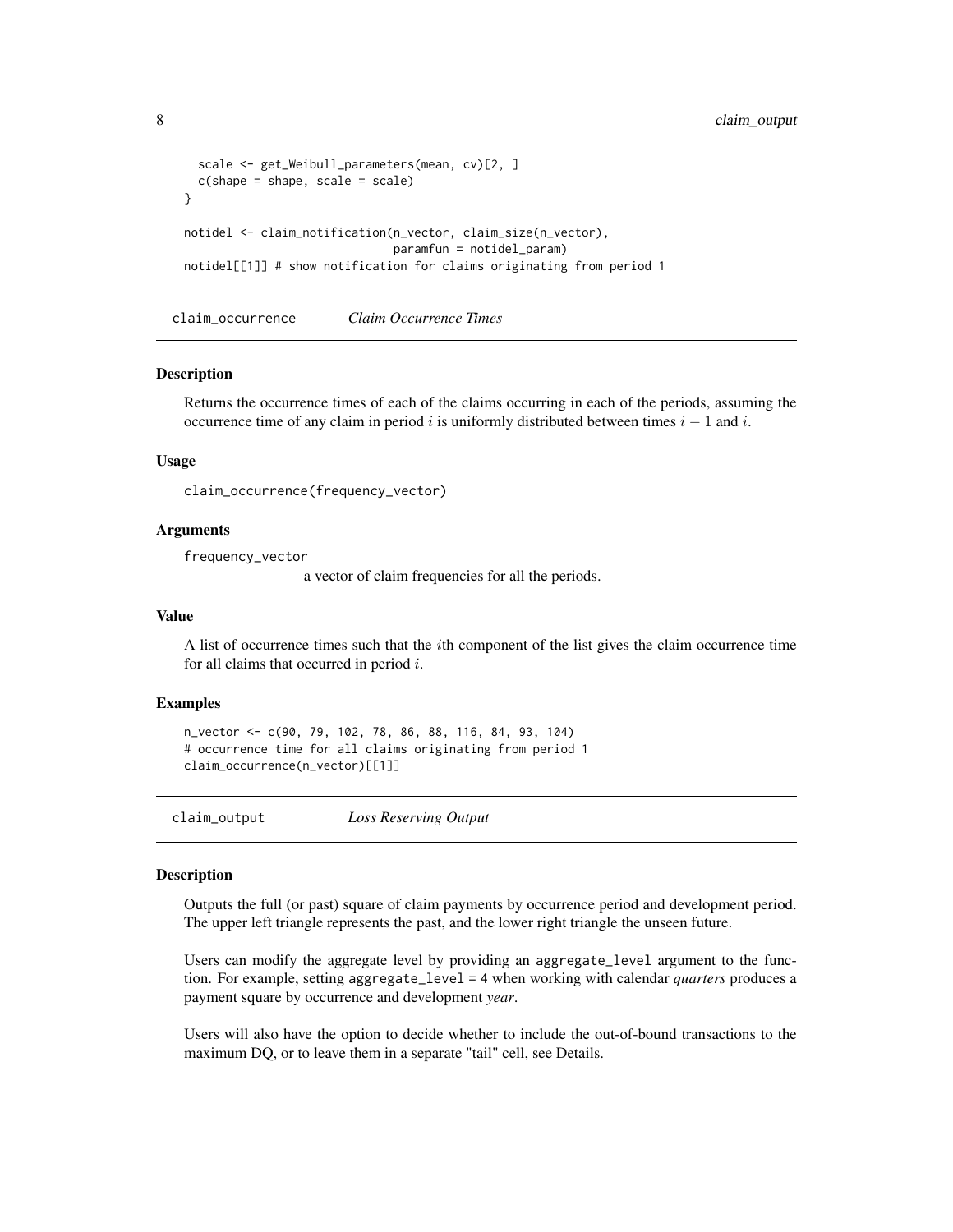```
  scale <- get_Weibull_parameters(mean, cv)[2, ]
  c(shape = shape, scale = scale)
}

notidel <- claim_notification(n_vector, claim_size(n_vector),
                              paramfun = notidel_param)
notidel[[1]] # show notification for claims originating from period 1
```

## claim_occurrence *Claim Occurrence Times*

### Description

Returns the occurrence times of each of the claims occurring in each of the periods, assuming the occurrence time of any claim in period $i$ is uniformly distributed between times $i - 1$ and $i$.

### Usage

```
claim_occurrence(frequency_vector)
```

### Arguments

`frequency_vector`
: a vector of claim frequencies for all the periods.

### Value

A list of occurrence times such that the $i$th component of the list gives the claim occurrence time for all claims that occurred in period $i$.

### Examples

```
n_vector <- c(90, 79, 102, 78, 86, 88, 116, 84, 93, 104)
# occurrence time for all claims originating from period 1
claim_occurrence(n_vector)[[1]]
```

## claim_output *Loss Reserving Output*

### Description

Outputs the full (or past) square of claim payments by occurrence period and development period. The upper left triangle represents the past, and the lower right triangle the unseen future.

Users can modify the aggregate level by providing an `aggregate_level` argument to the function. For example, setting `aggregate_level = 4` when working with calendar *quarters* produces a payment square by occurrence and development *year*.

Users will also have the option to decide whether to include the out-of-bound transactions to the maximum DQ, or to leave them in a separate "tail" cell, see Details.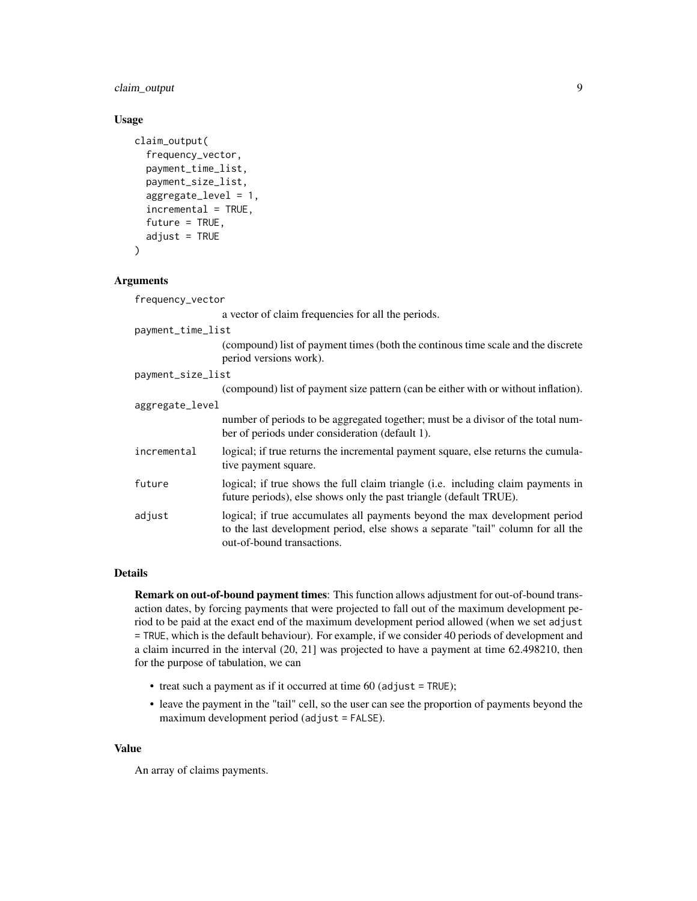### Usage

```
claim_output(
  frequency_vector,
  payment_time_list,
  payment_size_list,
  aggregate_level = 1,
  incremental = TRUE,
  future = TRUE,
  adjust = TRUE
)
```

### Arguments

`frequency_vector`
: a vector of claim frequencies for all the periods.

`payment_time_list`
: (compound) list of payment times (both the continous time scale and the discrete period versions work).

`payment_size_list`
: (compound) list of payment size pattern (can be either with or without inflation).

`aggregate_level`
: number of periods to be aggregated together; must be a divisor of the total number of periods under consideration (default 1).

`incremental`
: logical; if true returns the incremental payment square, else returns the cumulative payment square.

`future`
: logical; if true shows the full claim triangle (i.e. including claim payments in future periods), else shows only the past triangle (default TRUE).

`adjust`
: logical; if true accumulates all payments beyond the max development period to the last development period, else shows a separate "tail" column for all the out-of-bound transactions.

### Details

**Remark on out-of-bound payment times**: This function allows adjustment for out-of-bound transaction dates, by forcing payments that were projected to fall out of the maximum development period to be paid at the exact end of the maximum development period allowed (when we set `adjust = TRUE`, which is the default behaviour). For example, if we consider 40 periods of development and a claim incurred in the interval (20, 21] was projected to have a payment at time 62.498210, then for the purpose of tabulation, we can

- treat such a payment as if it occurred at time 60 (`adjust = TRUE`);
- leave the payment in the "tail" cell, so the user can see the proportion of payments beyond the maximum development period (`adjust = FALSE`).

### Value

An array of claims payments.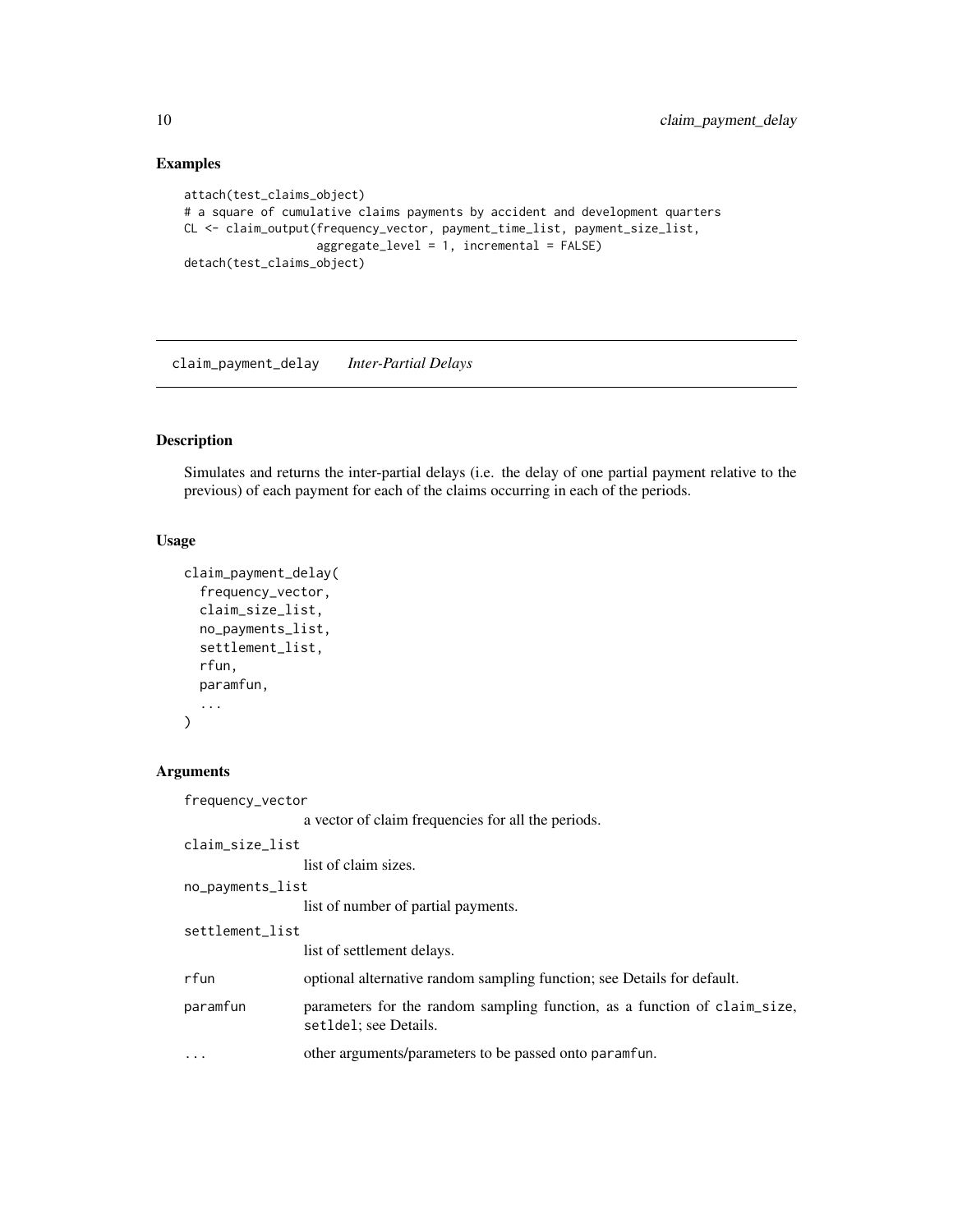## Examples

```
attach(test_claims_object)
# a square of cumulative claims payments by accident and development quarters
CL <- claim_output(frequency_vector, payment_time_list, payment_size_list,
                   aggregate_level = 1, incremental = FALSE)
detach(test_claims_object)
```

---

# claim_payment_delay    *Inter-Partial Delays*

---

## Description

Simulates and returns the inter-partial delays (i.e. the delay of one partial payment relative to the previous) of each payment for each of the claims occurring in each of the periods.

## Usage

```
claim_payment_delay(
  frequency_vector,
  claim_size_list,
  no_payments_list,
  settlement_list,
  rfun,
  paramfun,
  ...
)
```

## Arguments

| | |
|---|---|
| frequency_vector | a vector of claim frequencies for all the periods. |
| claim_size_list | list of claim sizes. |
| no_payments_list | list of number of partial payments. |
| settlement_list | list of settlement delays. |
| rfun | optional alternative random sampling function; see Details for default. |
| paramfun | parameters for the random sampling function, as a function of claim_size, setldel; see Details. |
| ... | other arguments/parameters to be passed onto paramfun. |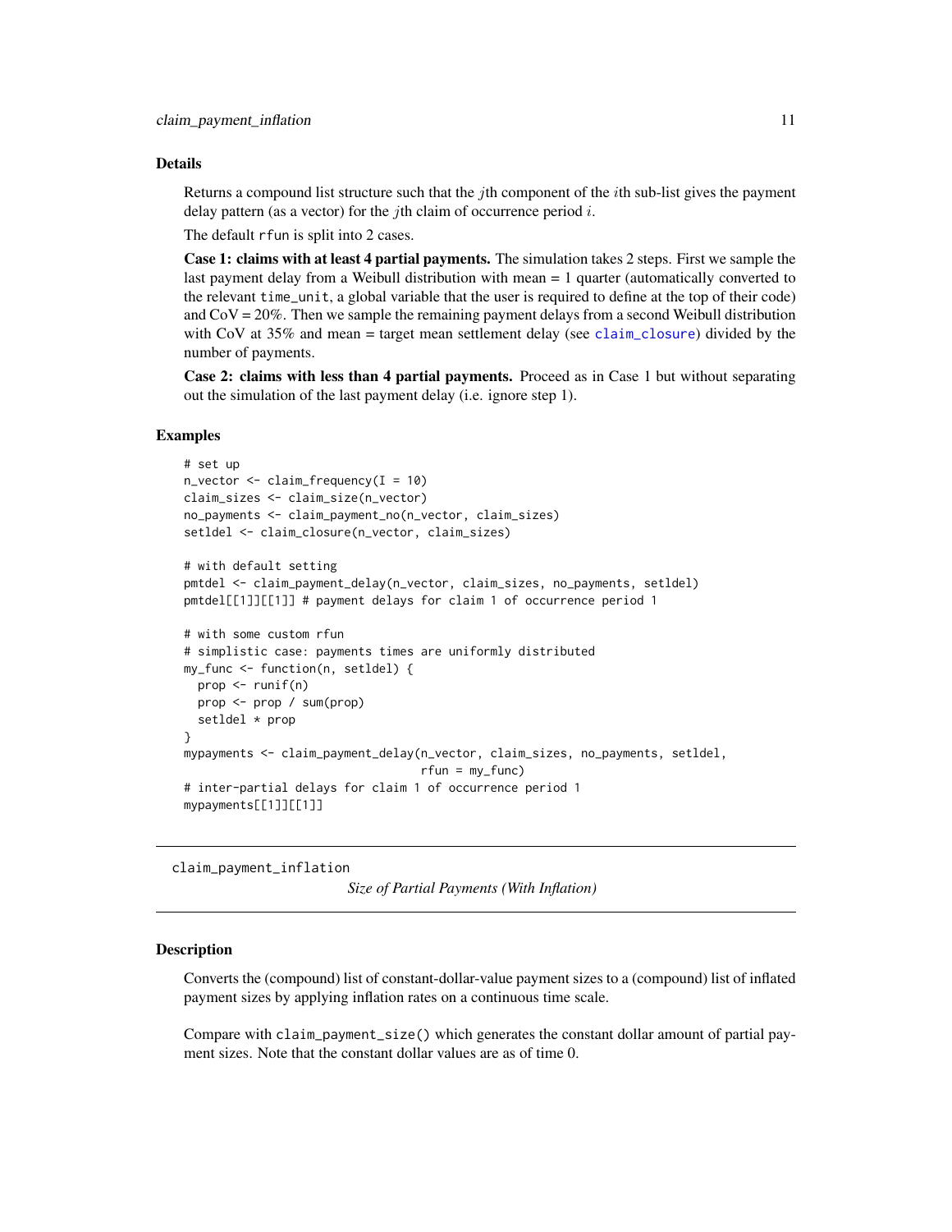### Details

Returns a compound list structure such that the $j$th component of the $i$th sub-list gives the payment delay pattern (as a vector) for the $j$th claim of occurrence period $i$.

The default `rfun` is split into 2 cases.

**Case 1: claims with at least 4 partial payments.** The simulation takes 2 steps. First we sample the last payment delay from a Weibull distribution with mean = 1 quarter (automatically converted to the relevant `time_unit`, a global variable that the user is required to define at the top of their code) and CoV = 20%. Then we sample the remaining payment delays from a second Weibull distribution with CoV at 35% and mean = target mean settlement delay (see `claim_closure`) divided by the number of payments.

**Case 2: claims with less than 4 partial payments.** Proceed as in Case 1 but without separating out the simulation of the last payment delay (i.e. ignore step 1).

### Examples

```
# set up
n_vector <- claim_frequency(I = 10)
claim_sizes <- claim_size(n_vector)
no_payments <- claim_payment_no(n_vector, claim_sizes)
setldel <- claim_closure(n_vector, claim_sizes)

# with default setting
pmtdel <- claim_payment_delay(n_vector, claim_sizes, no_payments, setldel)
pmtdel[[1]][[1]] # payment delays for claim 1 of occurrence period 1

# with some custom rfun
# simplistic case: payments times are uniformly distributed
my_func <- function(n, setldel) {
  prop <- runif(n)
  prop <- prop / sum(prop)
  setldel * prop
}
mypayments <- claim_payment_delay(n_vector, claim_sizes, no_payments, setldel,
                                  rfun = my_func)
# inter-partial delays for claim 1 of occurrence period 1
mypayments[[1]][[1]]
```

---

## claim_payment_inflation

*Size of Partial Payments (With Inflation)*

### Description

Converts the (compound) list of constant-dollar-value payment sizes to a (compound) list of inflated payment sizes by applying inflation rates on a continuous time scale.

Compare with `claim_payment_size()` which generates the constant dollar amount of partial payment sizes. Note that the constant dollar values are as of time 0.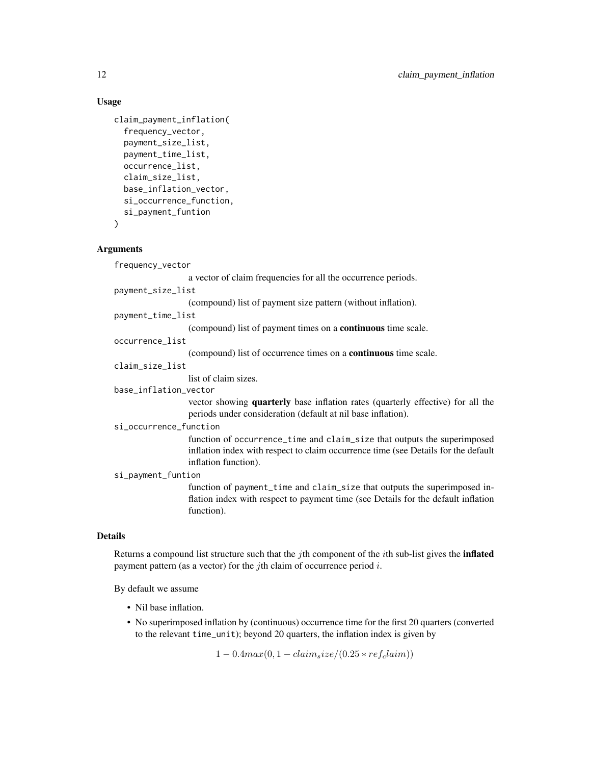### Usage

```
claim_payment_inflation(
  frequency_vector,
  payment_size_list,
  payment_time_list,
  occurrence_list,
  claim_size_list,
  base_inflation_vector,
  si_occurrence_function,
  si_payment_funtion
)
```

### Arguments

`frequency_vector`
: a vector of claim frequencies for all the occurrence periods.

`payment_size_list`
: (compound) list of payment size pattern (without inflation).

`payment_time_list`
: (compound) list of payment times on a **continuous** time scale.

`occurrence_list`
: (compound) list of occurrence times on a **continuous** time scale.

`claim_size_list`
: list of claim sizes.

`base_inflation_vector`
: vector showing **quarterly** base inflation rates (quarterly effective) for all the periods under consideration (default at nil base inflation).

`si_occurrence_function`
: function of `occurrence_time` and `claim_size` that outputs the superimposed inflation index with respect to claim occurrence time (see Details for the default inflation function).

`si_payment_funtion`
: function of `payment_time` and `claim_size` that outputs the superimposed inflation index with respect to payment time (see Details for the default inflation function).

### Details

Returns a compound list structure such that the $j$th component of the $i$th sub-list gives the **inflated** payment pattern (as a vector) for the $j$th claim of occurrence period $i$.

By default we assume

- Nil base inflation.
- No superimposed inflation by (continuous) occurrence time for the first 20 quarters (converted to the relevant `time_unit`); beyond 20 quarters, the inflation index is given by

$$1 - 0.4max(0, 1 - claim_size/(0.25 * ref_claim))$$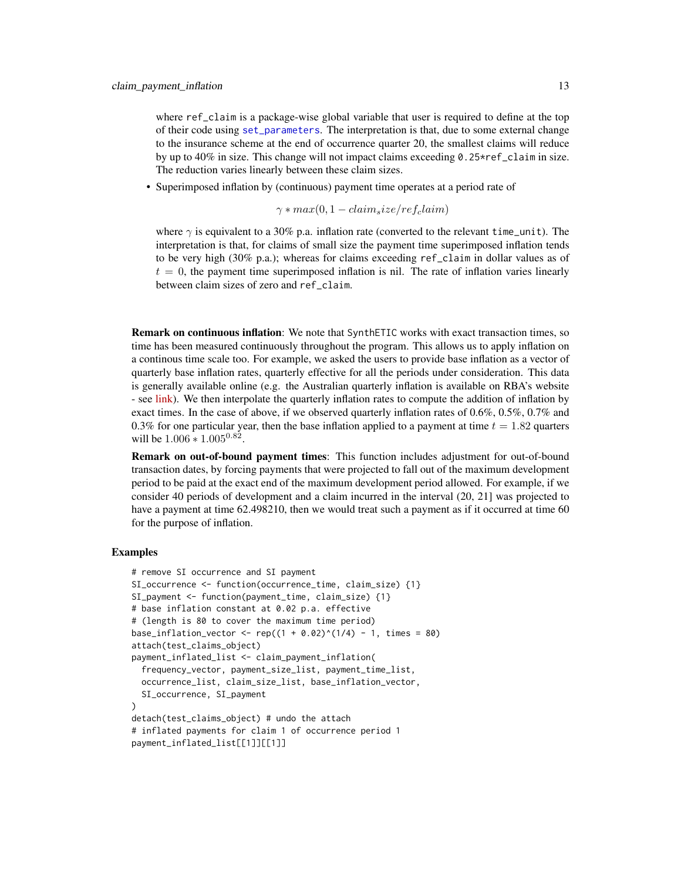where `ref_claim` is a package-wise global variable that user is required to define at the top of their code using `set_parameters`. The interpretation is that, due to some external change to the insurance scheme at the end of occurrence quarter 20, the smallest claims will reduce by up to 40% in size. This change will not impact claims exceeding `0.25*ref_claim` in size. The reduction varies linearly between these claim sizes.

- Superimposed inflation by (continuous) payment time operates at a period rate of

$$\gamma * max(0, 1 - claim_size/ref_claim)$$

where $\gamma$ is equivalent to a 30% p.a. inflation rate (converted to the relevant `time_unit`). The interpretation is that, for claims of small size the payment time superimposed inflation tends to be very high (30% p.a.); whereas for claims exceeding `ref_claim` in dollar values as of $t = 0$, the payment time superimposed inflation is nil. The rate of inflation varies linearly between claim sizes of zero and `ref_claim`.

**Remark on continuous inflation**: We note that `SynthETIC` works with exact transaction times, so time has been measured continuously throughout the program. This allows us to apply inflation on a continous time scale too. For example, we asked the users to provide base inflation as a vector of quarterly base inflation rates, quarterly effective for all the periods under consideration. This data is generally available online (e.g. the Australian quarterly inflation is available on RBA's website - see link). We then interpolate the quarterly inflation rates to compute the addition of inflation by exact times. In the case of above, if we observed quarterly inflation rates of 0.6%, 0.5%, 0.7% and 0.3% for one particular year, then the base inflation applied to a payment at time $t = 1.82$ quarters will be $1.006 * 1.005^{0.82}$.

**Remark on out-of-bound payment times**: This function includes adjustment for out-of-bound transaction dates, by forcing payments that were projected to fall out of the maximum development period to be paid at the exact end of the maximum development period allowed. For example, if we consider 40 periods of development and a claim incurred in the interval (20, 21] was projected to have a payment at time 62.498210, then we would treat such a payment as if it occurred at time 60 for the purpose of inflation.

## Examples

```
# remove SI occurrence and SI payment
SI_occurrence <- function(occurrence_time, claim_size) {1}
SI_payment <- function(payment_time, claim_size) {1}
# base inflation constant at 0.02 p.a. effective
# (length is 80 to cover the maximum time period)
base_inflation_vector <- rep((1 + 0.02)^(1/4) - 1, times = 80)
attach(test_claims_object)
payment_inflated_list <- claim_payment_inflation(
  frequency_vector, payment_size_list, payment_time_list,
  occurrence_list, claim_size_list, base_inflation_vector,
  SI_occurrence, SI_payment
)
detach(test_claims_object) # undo the attach
# inflated payments for claim 1 of occurrence period 1
payment_inflated_list[[1]][[1]]
```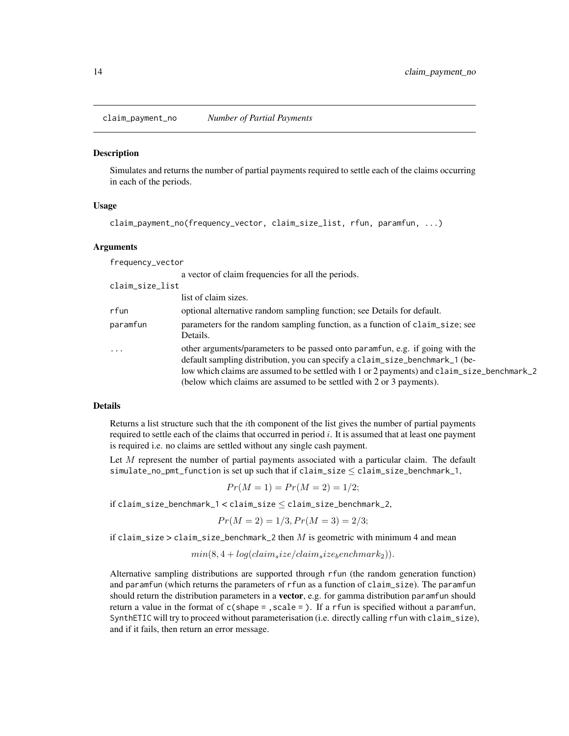## claim_payment_no *Number of Partial Payments*

### Description

Simulates and returns the number of partial payments required to settle each of the claims occurring in each of the periods.

### Usage

```
claim_payment_no(frequency_vector, claim_size_list, rfun, paramfun, ...)
```

### Arguments

| | |
|---|---|
| frequency_vector | a vector of claim frequencies for all the periods. |
| claim_size_list | list of claim sizes. |
| rfun | optional alternative random sampling function; see Details for default. |
| paramfun | parameters for the random sampling function, as a function of claim_size; see Details. |
| ... | other arguments/parameters to be passed onto paramfun, e.g. if going with the default sampling distribution, you can specify a claim_size_benchmark_1 (below which claims are assumed to be settled with 1 or 2 payments) and claim_size_benchmark_2 (below which claims are assumed to be settled with 2 or 3 payments). |

### Details

Returns a list structure such that the $i$th component of the list gives the number of partial payments required to settle each of the claims that occurred in period $i$. It is assumed that at least one payment is required i.e. no claims are settled without any single cash payment.

Let $M$ represent the number of partial payments associated with a particular claim. The default simulate_no_pmt_function is set up such that if claim_size $\leq$ claim_size_benchmark_1,

$$Pr(M = 1) = Pr(M = 2) = 1/2;$$

if claim_size_benchmark_1 < claim_size $\leq$ claim_size_benchmark_2,

$$Pr(M = 2) = 1/3, Pr(M = 3) = 2/3;$$

if claim_size > claim_size_benchmark_2 then $M$ is geometric with minimum 4 and mean

$$min(8, 4 + log(claim_size/claim_size_benchmark_2)).$$

Alternative sampling distributions are supported through rfun (the random generation function) and paramfun (which returns the parameters of rfun as a function of claim_size). The paramfun should return the distribution parameters in a **vector**, e.g. for gamma distribution paramfun should return a value in the format of c(shape = , scale = ). If a rfun is specified without a paramfun, SynthETIC will try to proceed without parameterisation (i.e. directly calling rfun with claim_size), and if it fails, then return an error message.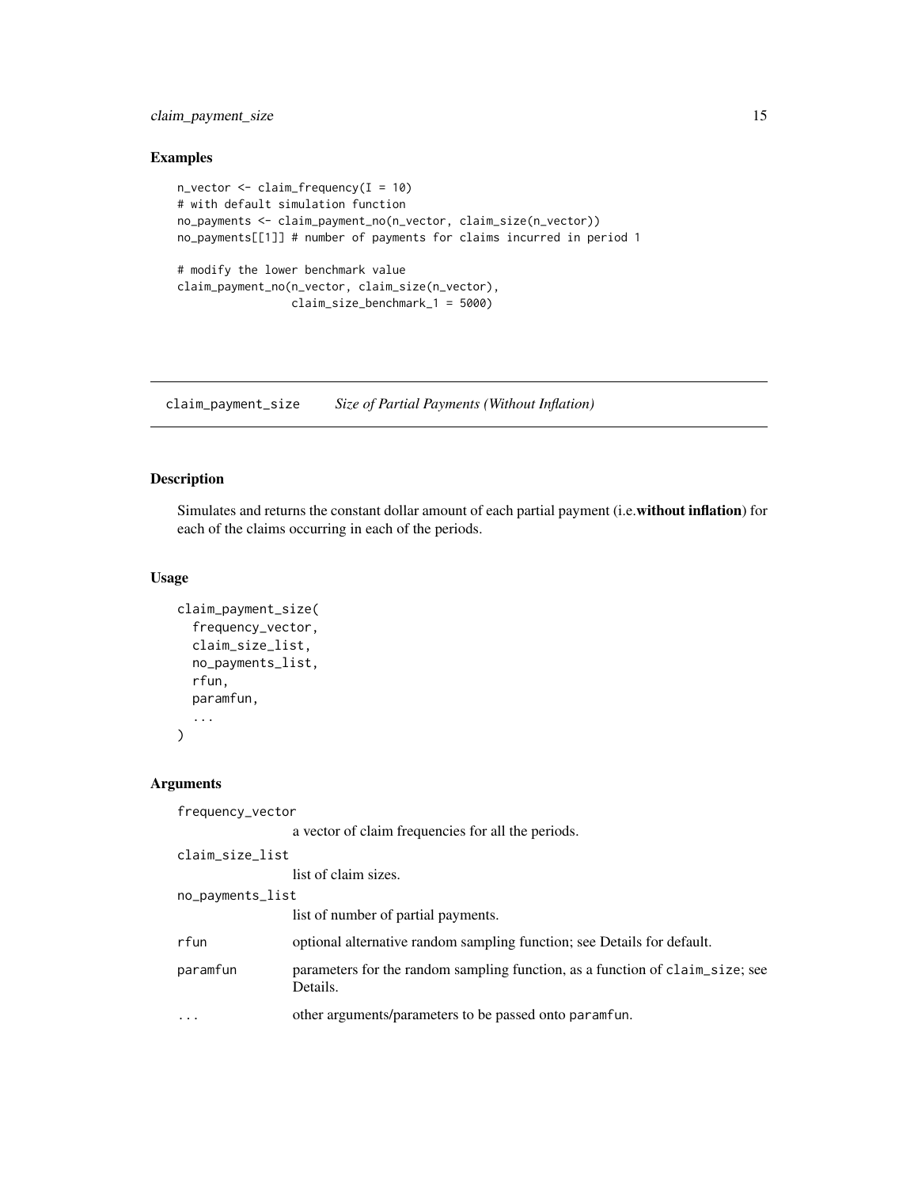## Examples

```
n_vector <- claim_frequency(I = 10)
# with default simulation function
no_payments <- claim_payment_no(n_vector, claim_size(n_vector))
no_payments[[1]] # number of payments for claims incurred in period 1

# modify the lower benchmark value
claim_payment_no(n_vector, claim_size(n_vector),
                 claim_size_benchmark_1 = 5000)
```

---

# claim_payment_size    *Size of Partial Payments (Without Inflation)*

---

## Description

Simulates and returns the constant dollar amount of each partial payment (i.e.**without inflation**) for each of the claims occurring in each of the periods.

## Usage

```
claim_payment_size(
  frequency_vector,
  claim_size_list,
  no_payments_list,
  rfun,
  paramfun,
  ...
)
```

## Arguments

| | |
|---|---|
| frequency_vector | a vector of claim frequencies for all the periods. |
| claim_size_list | list of claim sizes. |
| no_payments_list | list of number of partial payments. |
| rfun | optional alternative random sampling function; see Details for default. |
| paramfun | parameters for the random sampling function, as a function of claim_size; see Details. |
| ... | other arguments/parameters to be passed onto paramfun. |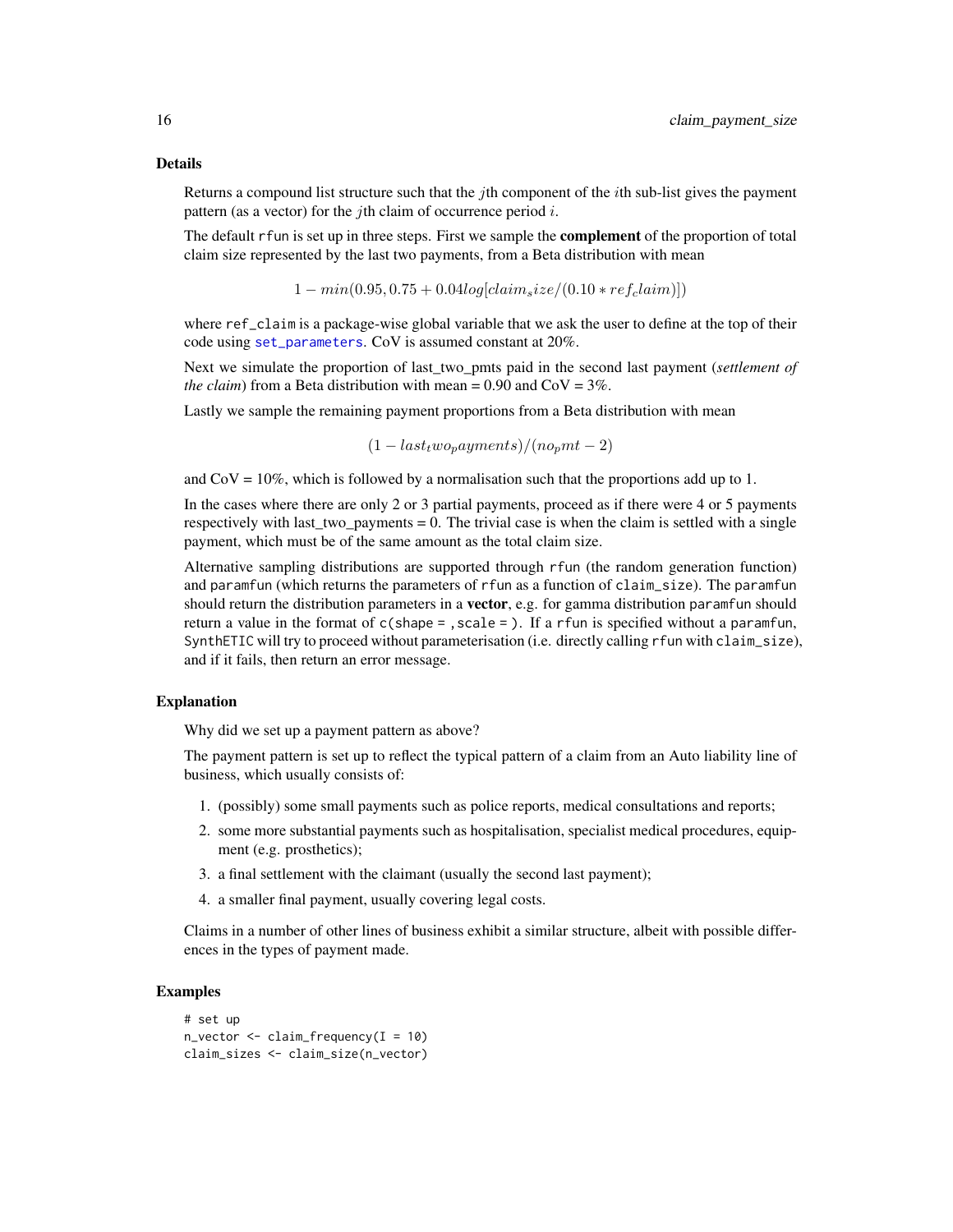### Details

Returns a compound list structure such that the $j$th component of the $i$th sub-list gives the payment pattern (as a vector) for the $j$th claim of occurrence period $i$.

The default rfun is set up in three steps. First we sample the **complement** of the proportion of total claim size represented by the last two payments, from a Beta distribution with mean

$$1 - min(0.95, 0.75 + 0.04log[claim_size/(0.10 * ref_claim)])$$

where ref_claim is a package-wise global variable that we ask the user to define at the top of their code using set_parameters. CoV is assumed constant at 20%.

Next we simulate the proportion of last_two_pmts paid in the second last payment (*settlement of the claim*) from a Beta distribution with mean = 0.90 and CoV = 3%.

Lastly we sample the remaining payment proportions from a Beta distribution with mean

$$(1 - last_two_payments)/(no_pmt - 2)$$

and CoV = 10%, which is followed by a normalisation such that the proportions add up to 1.

In the cases where there are only 2 or 3 partial payments, proceed as if there were 4 or 5 payments respectively with last_two_payments = 0. The trivial case is when the claim is settled with a single payment, which must be of the same amount as the total claim size.

Alternative sampling distributions are supported through rfun (the random generation function) and paramfun (which returns the parameters of rfun as a function of claim_size). The paramfun should return the distribution parameters in a **vector**, e.g. for gamma distribution paramfun should return a value in the format of c(shape = , scale = ). If a rfun is specified without a paramfun, SynthETIC will try to proceed without parameterisation (i.e. directly calling rfun with claim_size), and if it fails, then return an error message.

### Explanation

Why did we set up a payment pattern as above?

The payment pattern is set up to reflect the typical pattern of a claim from an Auto liability line of business, which usually consists of:

1. (possibly) some small payments such as police reports, medical consultations and reports;
2. some more substantial payments such as hospitalisation, specialist medical procedures, equipment (e.g. prosthetics);
3. a final settlement with the claimant (usually the second last payment);
4. a smaller final payment, usually covering legal costs.

Claims in a number of other lines of business exhibit a similar structure, albeit with possible differences in the types of payment made.

### Examples

```
# set up
n_vector <- claim_frequency(I = 10)
claim_sizes <- claim_size(n_vector)
```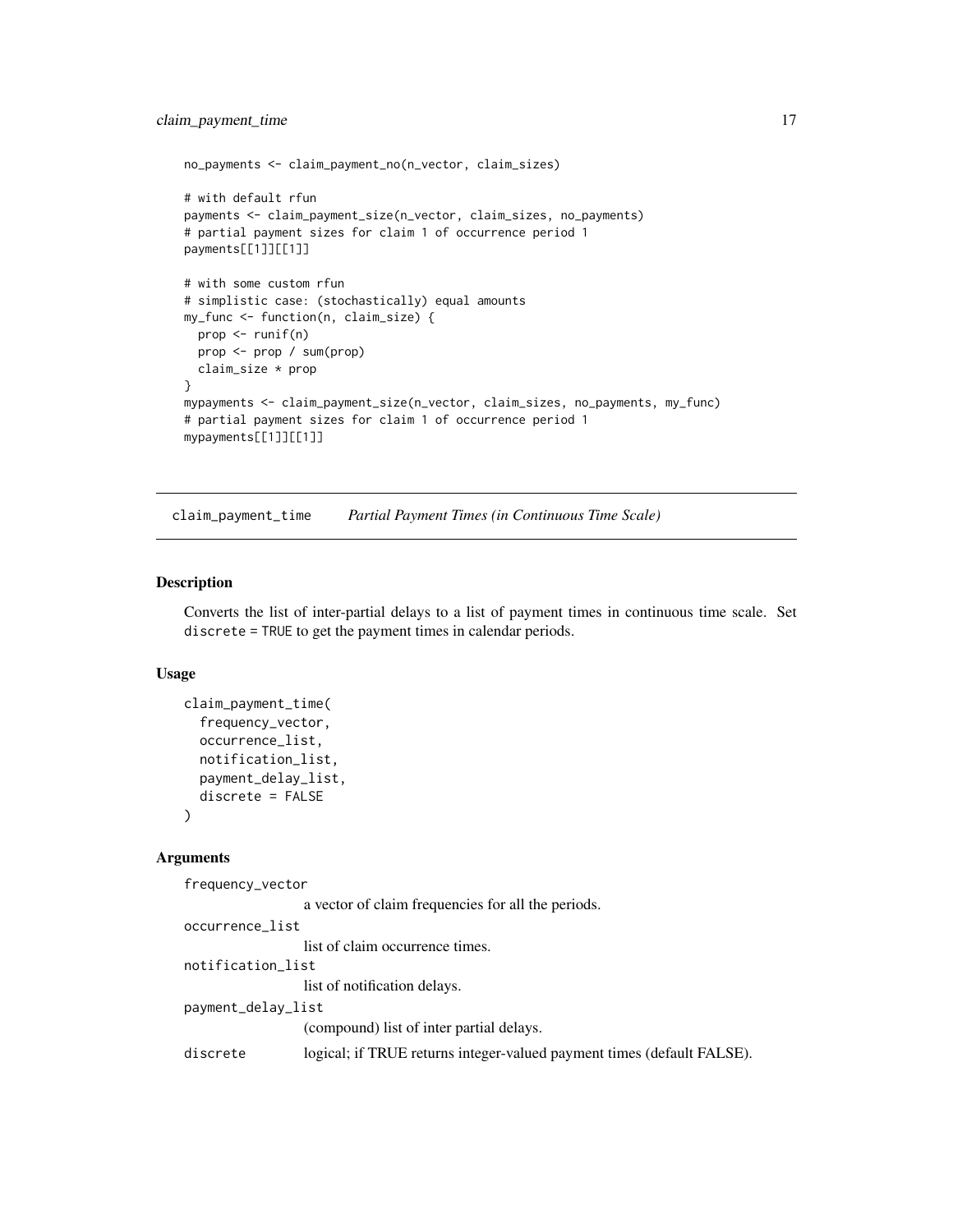```
no_payments <- claim_payment_no(n_vector, claim_sizes)

# with default rfun
payments <- claim_payment_size(n_vector, claim_sizes, no_payments)
# partial payment sizes for claim 1 of occurrence period 1
payments[[1]][[1]]

# with some custom rfun
# simplistic case: (stochastically) equal amounts
my_func <- function(n, claim_size) {
  prop <- runif(n)
  prop <- prop / sum(prop)
  claim_size * prop
}
mypayments <- claim_payment_size(n_vector, claim_sizes, no_payments, my_func)
# partial payment sizes for claim 1 of occurrence period 1
mypayments[[1]][[1]]
```

## claim_payment_time — *Partial Payment Times (in Continuous Time Scale)*

### Description

Converts the list of inter-partial delays to a list of payment times in continuous time scale. Set `discrete = TRUE` to get the payment times in calendar periods.

### Usage

```
claim_payment_time(
  frequency_vector,
  occurrence_list,
  notification_list,
  payment_delay_list,
  discrete = FALSE
)
```

### Arguments

`frequency_vector`
: a vector of claim frequencies for all the periods.

`occurrence_list`
: list of claim occurrence times.

`notification_list`
: list of notification delays.

`payment_delay_list`
: (compound) list of inter partial delays.

`discrete`
: logical; if TRUE returns integer-valued payment times (default FALSE).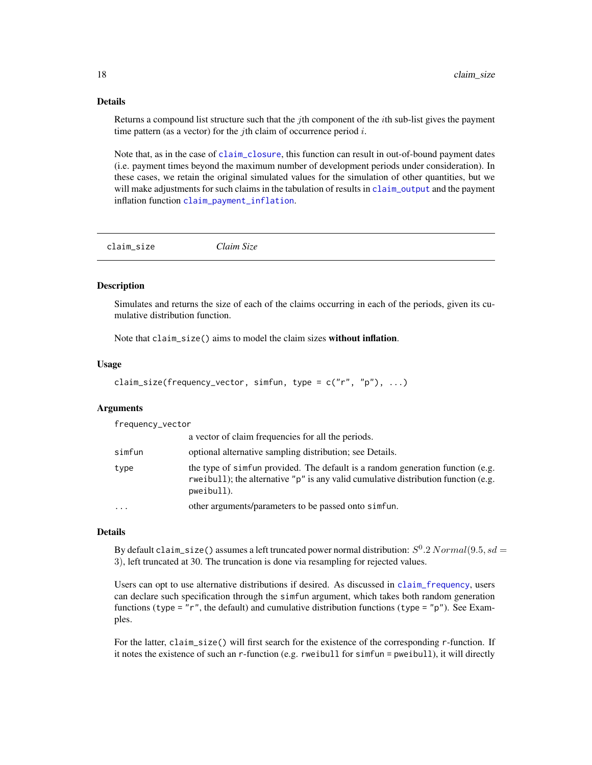### Details

Returns a compound list structure such that the $j$th component of the $i$th sub-list gives the payment time pattern (as a vector) for the $j$th claim of occurrence period $i$.

Note that, as in the case of claim_closure, this function can result in out-of-bound payment dates (i.e. payment times beyond the maximum number of development periods under consideration). In these cases, we retain the original simulated values for the simulation of other quantities, but we will make adjustments for such claims in the tabulation of results in claim_output and the payment inflation function claim_payment_inflation.

---

## claim_size — *Claim Size*

### Description

Simulates and returns the size of each of the claims occurring in each of the periods, given its cumulative distribution function.

Note that claim_size() aims to model the claim sizes **without inflation**.

### Usage

```
claim_size(frequency_vector, simfun, type = c("r", "p"), ...)
```

### Arguments

| | |
|---|---|
| frequency_vector | a vector of claim frequencies for all the periods. |
| simfun | optional alternative sampling distribution; see Details. |
| type | the type of simfun provided. The default is a random generation function (e.g. rweibull); the alternative "p" is any valid cumulative distribution function (e.g. pweibull). |
| ... | other arguments/parameters to be passed onto simfun. |

### Details

By default claim_size() assumes a left truncated power normal distribution: $S^0.2 \, Normal(9.5, sd = 3)$, left truncated at 30. The truncation is done via resampling for rejected values.

Users can opt to use alternative distributions if desired. As discussed in claim_frequency, users can declare such specification through the simfun argument, which takes both random generation functions (type = "r", the default) and cumulative distribution functions (type = "p"). See Examples.

For the latter, claim_size() will first search for the existence of the corresponding r-function. If it notes the existence of such an r-function (e.g. rweibull for simfun = pweibull), it will directly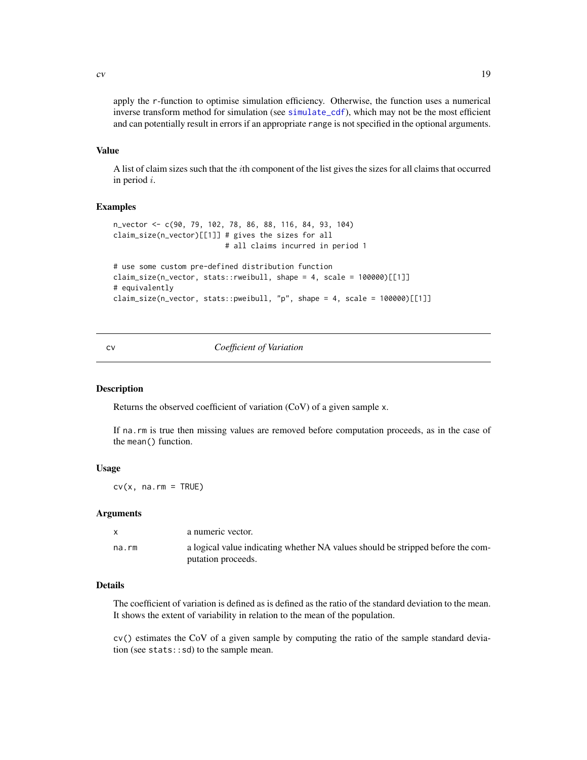apply the r-function to optimise simulation efficiency. Otherwise, the function uses a numerical inverse transform method for simulation (see simulate_cdf), which may not be the most efficient and can potentially result in errors if an appropriate range is not specified in the optional arguments.

### Value

A list of claim sizes such that the $i$th component of the list gives the sizes for all claims that occurred in period $i$.

### Examples

```
n_vector <- c(90, 79, 102, 78, 86, 88, 116, 84, 93, 104)
claim_size(n_vector)[[1]] # gives the sizes for all
                          # all claims incurred in period 1

# use some custom pre-defined distribution function
claim_size(n_vector, stats::rweibull, shape = 4, scale = 100000)[[1]]
# equivalently
claim_size(n_vector, stats::pweibull, "p", shape = 4, scale = 100000)[[1]]
```

---

## cv *Coefficient of Variation*

---

### Description

Returns the observed coefficient of variation (CoV) of a given sample x.

If na.rm is true then missing values are removed before computation proceeds, as in the case of the mean() function.

### Usage

```
cv(x, na.rm = TRUE)
```

### Arguments

| | |
|---|---|
| x | a numeric vector. |
| na.rm | a logical value indicating whether NA values should be stripped before the computation proceeds. |

### Details

The coefficient of variation is defined as is defined as the ratio of the standard deviation to the mean. It shows the extent of variability in relation to the mean of the population.

cv() estimates the CoV of a given sample by computing the ratio of the sample standard deviation (see stats::sd) to the sample mean.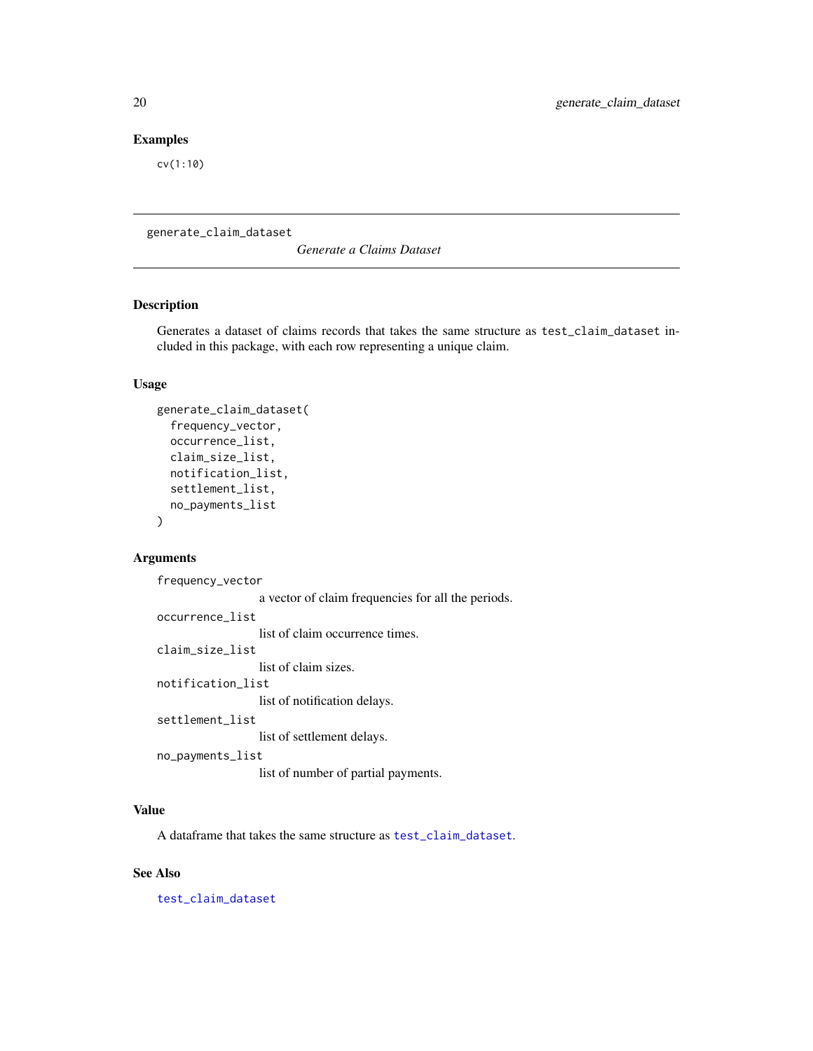## Examples

```
cv(1:10)
```

---

# generate_claim_dataset

*Generate a Claims Dataset*

---

### Description

Generates a dataset of claims records that takes the same structure as `test_claim_dataset` included in this package, with each row representing a unique claim.

### Usage

```
generate_claim_dataset(
  frequency_vector,
  occurrence_list,
  claim_size_list,
  notification_list,
  settlement_list,
  no_payments_list
)
```

### Arguments

`frequency_vector`
: a vector of claim frequencies for all the periods.

`occurrence_list`
: list of claim occurrence times.

`claim_size_list`
: list of claim sizes.

`notification_list`
: list of notification delays.

`settlement_list`
: list of settlement delays.

`no_payments_list`
: list of number of partial payments.

### Value

A dataframe that takes the same structure as `test_claim_dataset`.

### See Also

`test_claim_dataset`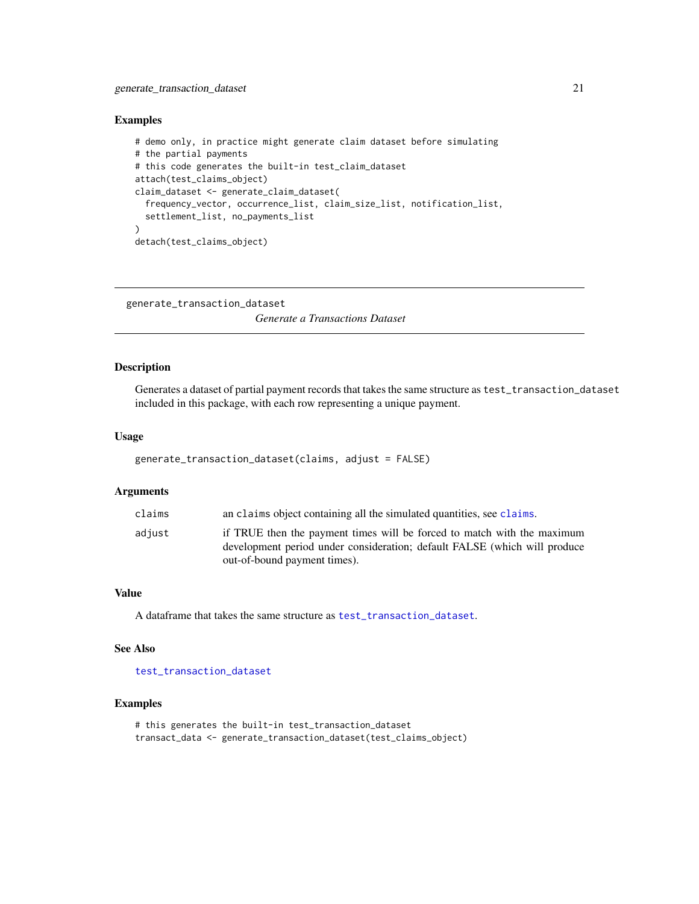### Examples

```
# demo only, in practice might generate claim dataset before simulating
# the partial payments
# this code generates the built-in test_claim_dataset
attach(test_claims_object)
claim_dataset <- generate_claim_dataset(
  frequency_vector, occurrence_list, claim_size_list, notification_list,
  settlement_list, no_payments_list
)
detach(test_claims_object)
```

---

## generate_transaction_dataset

*Generate a Transactions Dataset*

### Description

Generates a dataset of partial payment records that takes the same structure as `test_transaction_dataset` included in this package, with each row representing a unique payment.

### Usage

```
generate_transaction_dataset(claims, adjust = FALSE)
```

### Arguments

| | |
|---|---|
| `claims` | an `claims` object containing all the simulated quantities, see `claims`. |
| `adjust` | if TRUE then the payment times will be forced to match with the maximum development period under consideration; default FALSE (which will produce out-of-bound payment times). |

### Value

A dataframe that takes the same structure as `test_transaction_dataset`.

### See Also

`test_transaction_dataset`

### Examples

```
# this generates the built-in test_transaction_dataset
transact_data <- generate_transaction_dataset(test_claims_object)
```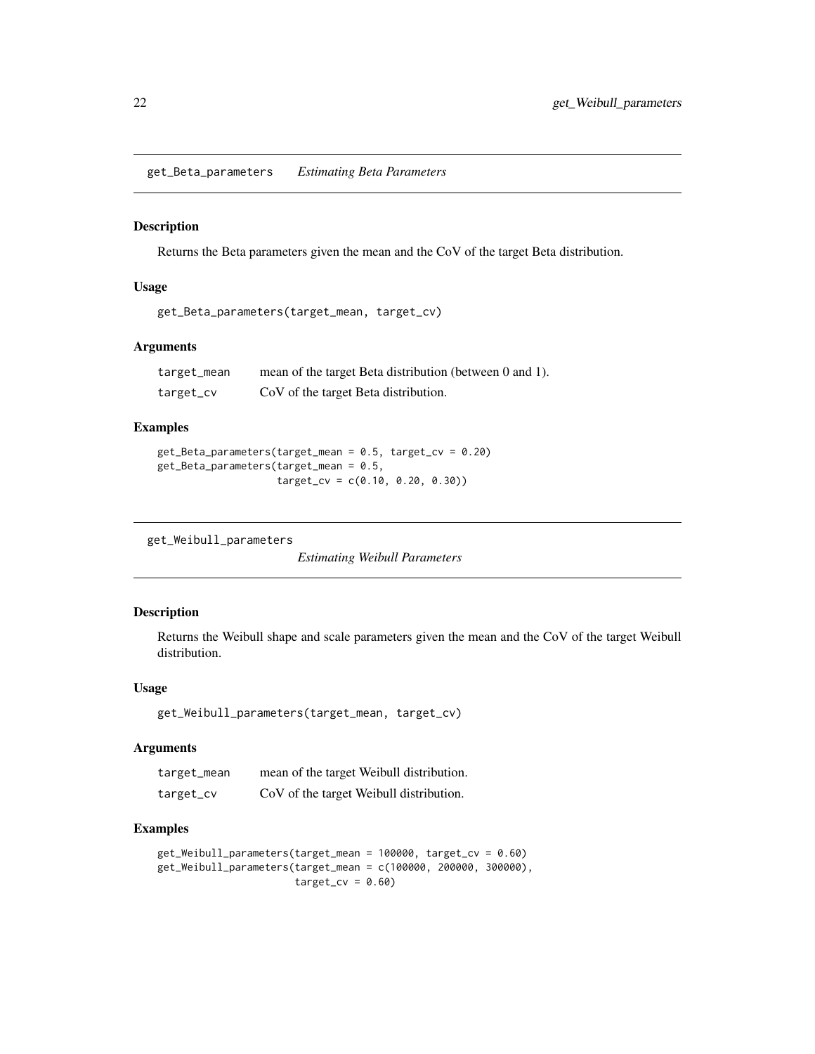## get_Beta_parameters *Estimating Beta Parameters*

### Description

Returns the Beta parameters given the mean and the CoV of the target Beta distribution.

### Usage

```
get_Beta_parameters(target_mean, target_cv)
```

### Arguments

| | |
|---|---|
| target_mean | mean of the target Beta distribution (between 0 and 1). |
| target_cv | CoV of the target Beta distribution. |

### Examples

```
get_Beta_parameters(target_mean = 0.5, target_cv = 0.20)
get_Beta_parameters(target_mean = 0.5,
                    target_cv = c(0.10, 0.20, 0.30))
```

## get_Weibull_parameters *Estimating Weibull Parameters*

### Description

Returns the Weibull shape and scale parameters given the mean and the CoV of the target Weibull distribution.

### Usage

```
get_Weibull_parameters(target_mean, target_cv)
```

### Arguments

| | |
|---|---|
| target_mean | mean of the target Weibull distribution. |
| target_cv | CoV of the target Weibull distribution. |

### Examples

```
get_Weibull_parameters(target_mean = 100000, target_cv = 0.60)
get_Weibull_parameters(target_mean = c(100000, 200000, 300000),
                       target_cv = 0.60)
```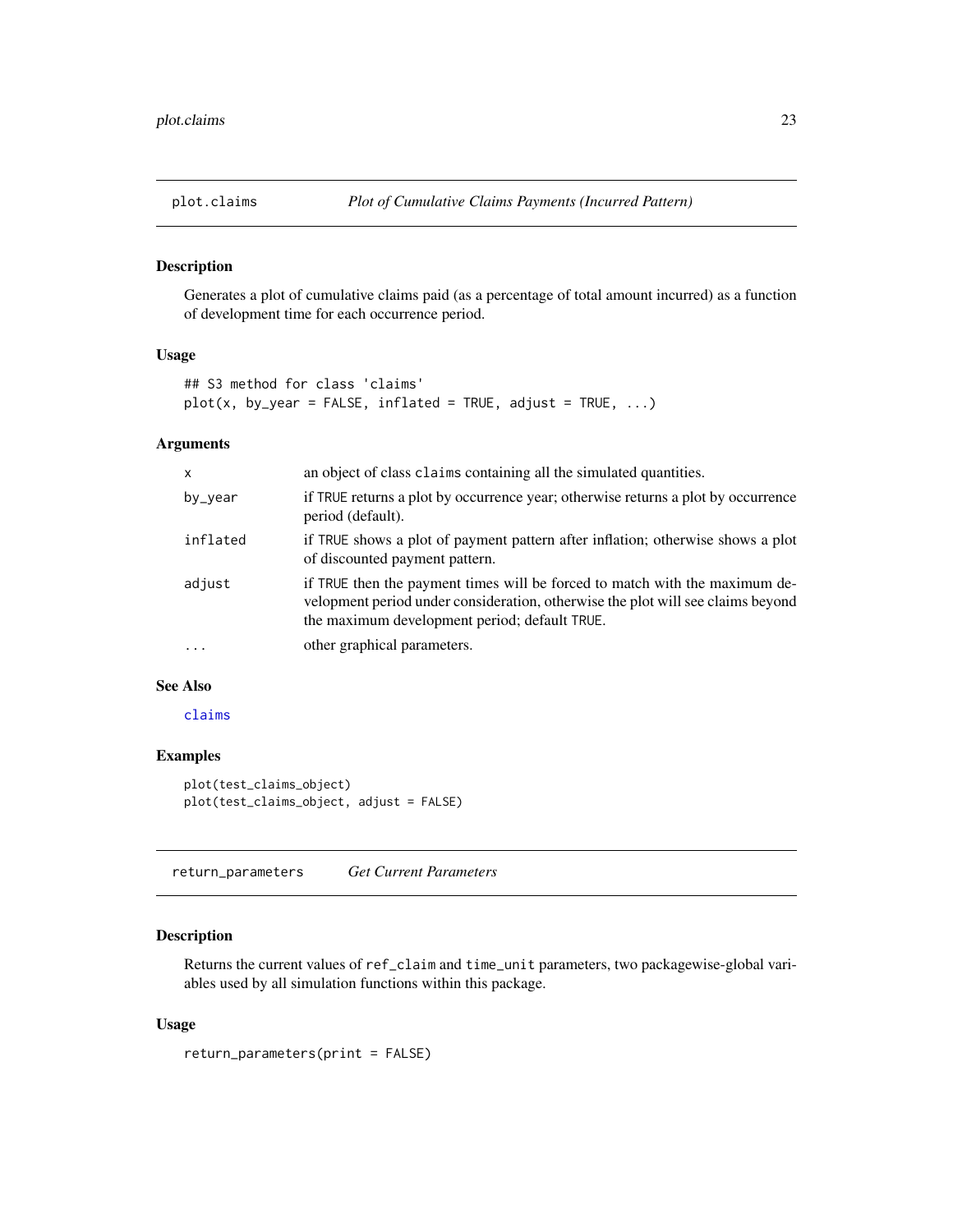## plot.claims — *Plot of Cumulative Claims Payments (Incurred Pattern)*

### Description

Generates a plot of cumulative claims paid (as a percentage of total amount incurred) as a function of development time for each occurrence period.

### Usage

```
## S3 method for class 'claims'
plot(x, by_year = FALSE, inflated = TRUE, adjust = TRUE, ...)
```

### Arguments

| | |
|---|---|
| `x` | an object of class `claims` containing all the simulated quantities. |
| `by_year` | if `TRUE` returns a plot by occurrence year; otherwise returns a plot by occurrence period (default). |
| `inflated` | if `TRUE` shows a plot of payment pattern after inflation; otherwise shows a plot of discounted payment pattern. |
| `adjust` | if `TRUE` then the payment times will be forced to match with the maximum development period under consideration, otherwise the plot will see claims beyond the maximum development period; default `TRUE`. |
| `...` | other graphical parameters. |

### See Also

`claims`

### Examples

```
plot(test_claims_object)
plot(test_claims_object, adjust = FALSE)
```

## return_parameters — *Get Current Parameters*

### Description

Returns the current values of `ref_claim` and `time_unit` parameters, two packagewise-global variables used by all simulation functions within this package.

### Usage

```
return_parameters(print = FALSE)
```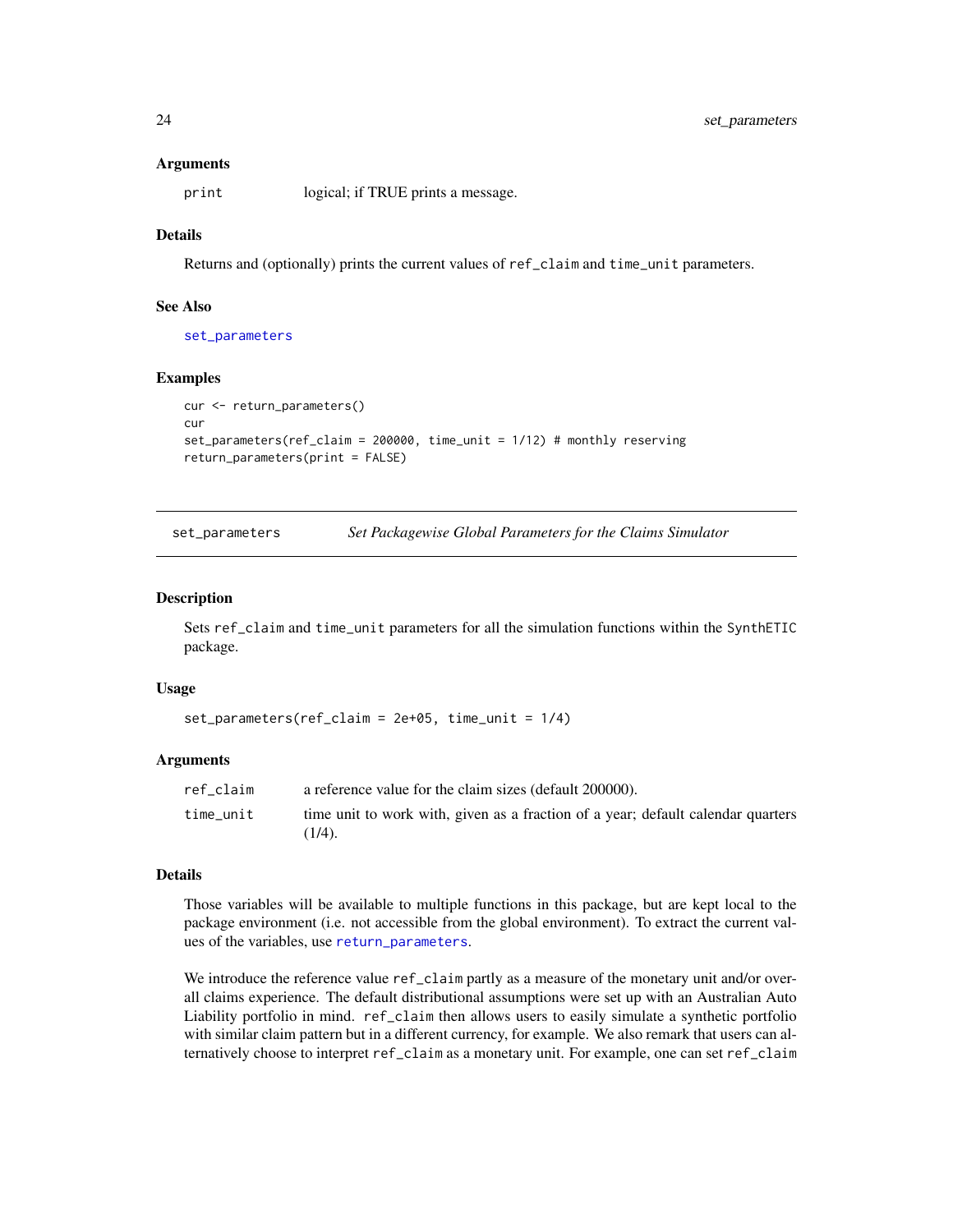### Arguments

| | |
|---|---|
| `print` | logical; if TRUE prints a message. |

### Details

Returns and (optionally) prints the current values of `ref_claim` and `time_unit` parameters.

### See Also

`set_parameters`

### Examples

```
cur <- return_parameters()
cur
set_parameters(ref_claim = 200000, time_unit = 1/12) # monthly reserving
return_parameters(print = FALSE)
```

---

## set_parameters — *Set Packagewise Global Parameters for the Claims Simulator*

### Description

Sets `ref_claim` and `time_unit` parameters for all the simulation functions within the `SynthETIC` package.

### Usage

```
set_parameters(ref_claim = 2e+05, time_unit = 1/4)
```

### Arguments

| | |
|---|---|
| `ref_claim` | a reference value for the claim sizes (default 200000). |
| `time_unit` | time unit to work with, given as a fraction of a year; default calendar quarters (1/4). |

### Details

Those variables will be available to multiple functions in this package, but are kept local to the package environment (i.e. not accessible from the global environment). To extract the current values of the variables, use `return_parameters`.

We introduce the reference value `ref_claim` partly as a measure of the monetary unit and/or overall claims experience. The default distributional assumptions were set up with an Australian Auto Liability portfolio in mind. `ref_claim` then allows users to easily simulate a synthetic portfolio with similar claim pattern but in a different currency, for example. We also remark that users can alternatively choose to interpret `ref_claim` as a monetary unit. For example, one can set `ref_claim`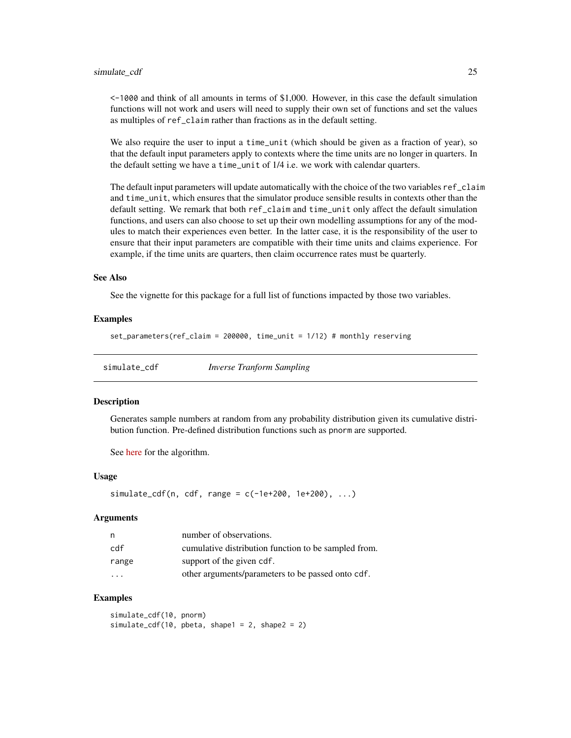`<-1000` and think of all amounts in terms of $1,000. However, in this case the default simulation functions will not work and users will need to supply their own set of functions and set the values as multiples of `ref_claim` rather than fractions as in the default setting.

We also require the user to input a `time_unit` (which should be given as a fraction of year), so that the default input parameters apply to contexts where the time units are no longer in quarters. In the default setting we have a `time_unit` of 1/4 i.e. we work with calendar quarters.

The default input parameters will update automatically with the choice of the two variables `ref_claim` and `time_unit`, which ensures that the simulator produce sensible results in contexts other than the default setting. We remark that both `ref_claim` and `time_unit` only affect the default simulation functions, and users can also choose to set up their own modelling assumptions for any of the modules to match their experiences even better. In the latter case, it is the responsibility of the user to ensure that their input parameters are compatible with their time units and claims experience. For example, if the time units are quarters, then claim occurrence rates must be quarterly.

### See Also

See the vignette for this package for a full list of functions impacted by those two variables.

### Examples

```
set_parameters(ref_claim = 200000, time_unit = 1/12) # monthly reserving
```

---

## simulate_cdf — *Inverse Tranform Sampling*

### Description

Generates sample numbers at random from any probability distribution given its cumulative distribution function. Pre-defined distribution functions such as `pnorm` are supported.

See here for the algorithm.

### Usage

```
simulate_cdf(n, cdf, range = c(-1e+200, 1e+200), ...)
```

### Arguments

| | |
|---|---|
| `n` | number of observations. |
| `cdf` | cumulative distribution function to be sampled from. |
| `range` | support of the given `cdf`. |
| `...` | other arguments/parameters to be passed onto `cdf`. |

### Examples

```
simulate_cdf(10, pnorm)
simulate_cdf(10, pbeta, shape1 = 2, shape2 = 2)
```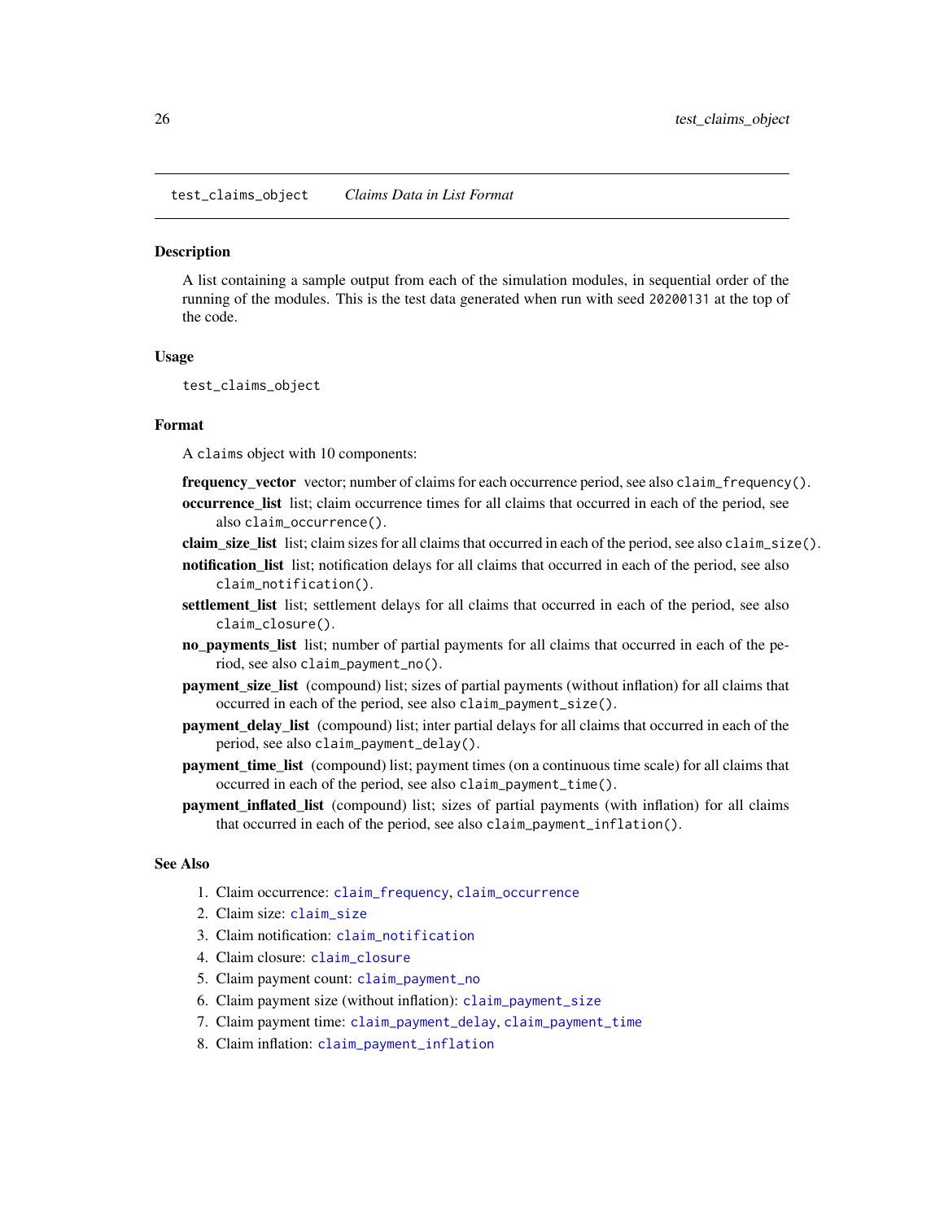## test_claims_object *Claims Data in List Format*

### Description

A list containing a sample output from each of the simulation modules, in sequential order of the running of the modules. This is the test data generated when run with seed `20200131` at the top of the code.

### Usage

```
test_claims_object
```

### Format

A `claims` object with 10 components:

**frequency_vector** vector; number of claims for each occurrence period, see also `claim_frequency()`.

**occurrence_list** list; claim occurrence times for all claims that occurred in each of the period, see also `claim_occurrence()`.

**claim_size_list** list; claim sizes for all claims that occurred in each of the period, see also `claim_size()`.

**notification_list** list; notification delays for all claims that occurred in each of the period, see also `claim_notification()`.

**settlement_list** list; settlement delays for all claims that occurred in each of the period, see also `claim_closure()`.

**no_payments_list** list; number of partial payments for all claims that occurred in each of the period, see also `claim_payment_no()`.

**payment_size_list** (compound) list; sizes of partial payments (without inflation) for all claims that occurred in each of the period, see also `claim_payment_size()`.

**payment_delay_list** (compound) list; inter partial delays for all claims that occurred in each of the period, see also `claim_payment_delay()`.

**payment_time_list** (compound) list; payment times (on a continuous time scale) for all claims that occurred in each of the period, see also `claim_payment_time()`.

**payment_inflated_list** (compound) list; sizes of partial payments (with inflation) for all claims that occurred in each of the period, see also `claim_payment_inflation()`.

### See Also

1. Claim occurrence: `claim_frequency`, `claim_occurrence`
2. Claim size: `claim_size`
3. Claim notification: `claim_notification`
4. Claim closure: `claim_closure`
5. Claim payment count: `claim_payment_no`
6. Claim payment size (without inflation): `claim_payment_size`
7. Claim payment time: `claim_payment_delay`, `claim_payment_time`
8. Claim inflation: `claim_payment_inflation`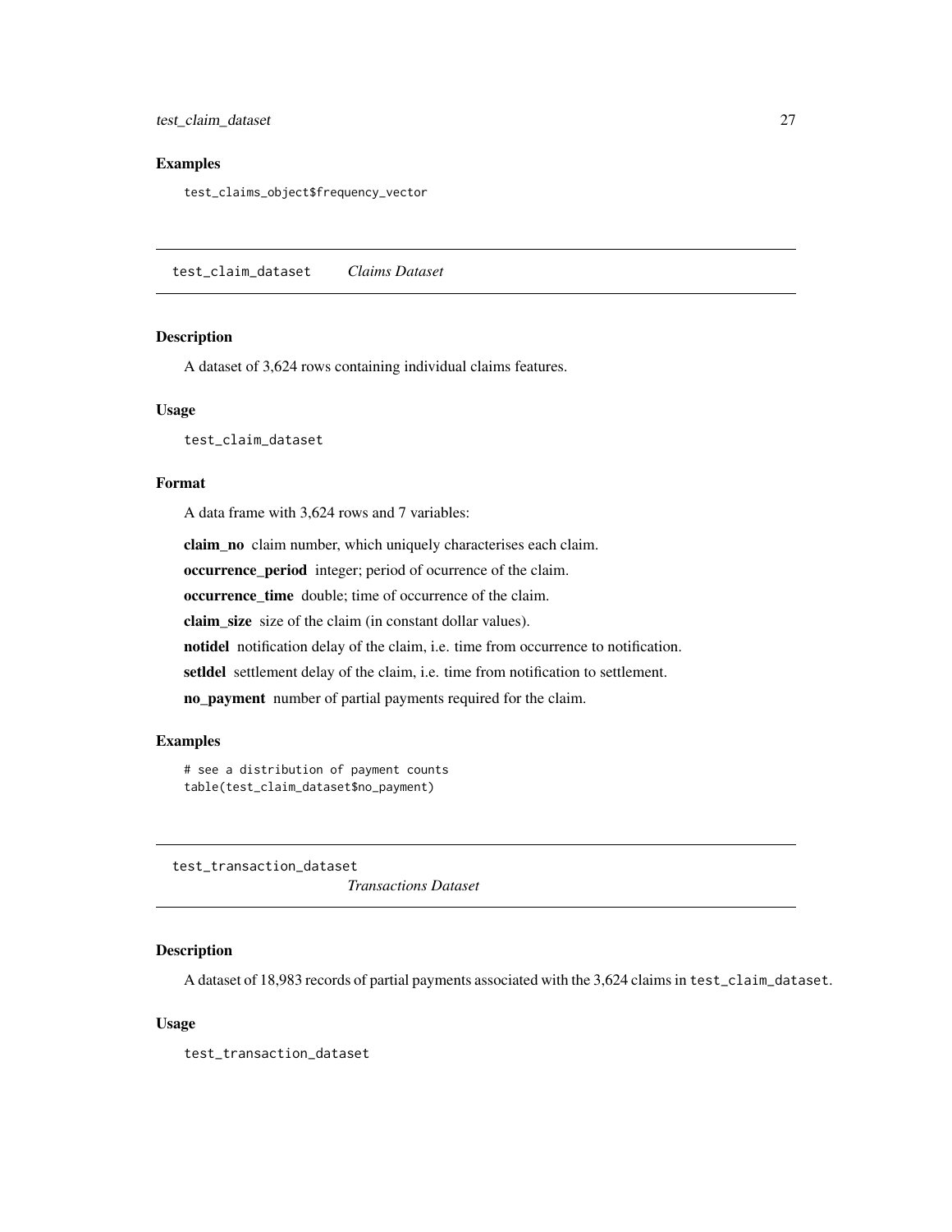### Examples

```
test_claims_object$frequency_vector
```

## test_claim_dataset *Claims Dataset*

### Description

A dataset of 3,624 rows containing individual claims features.

### Usage

```
test_claim_dataset
```

### Format

A data frame with 3,624 rows and 7 variables:

**claim_no** claim number, which uniquely characterises each claim.

**occurrence_period** integer; period of ocurrence of the claim.

**occurrence_time** double; time of occurrence of the claim.

**claim_size** size of the claim (in constant dollar values).

**notidel** notification delay of the claim, i.e. time from occurrence to notification.

**setldel** settlement delay of the claim, i.e. time from notification to settlement.

**no_payment** number of partial payments required for the claim.

### Examples

```
# see a distribution of payment counts
table(test_claim_dataset$no_payment)
```

## test_transaction_dataset *Transactions Dataset*

### Description

A dataset of 18,983 records of partial payments associated with the 3,624 claims in `test_claim_dataset`.

### Usage

```
test_transaction_dataset
```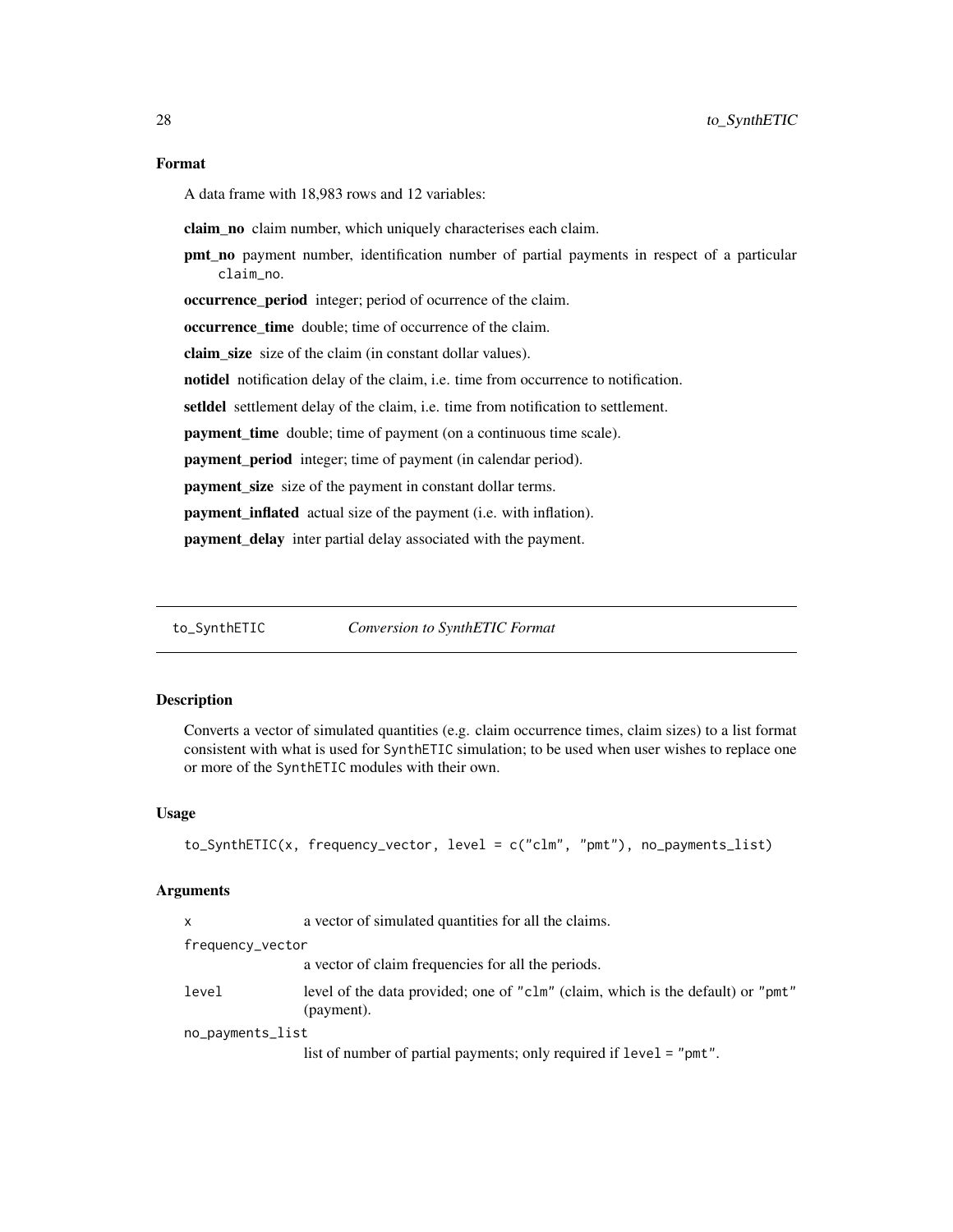### Format

A data frame with 18,983 rows and 12 variables:

**claim_no** claim number, which uniquely characterises each claim.

**pmt_no** payment number, identification number of partial payments in respect of a particular `claim_no`.

**occurrence_period** integer; period of ocurrence of the claim.

**occurrence_time** double; time of occurrence of the claim.

**claim_size** size of the claim (in constant dollar values).

**notidel** notification delay of the claim, i.e. time from occurrence to notification.

**setldel** settlement delay of the claim, i.e. time from notification to settlement.

**payment_time** double; time of payment (on a continuous time scale).

**payment_period** integer; time of payment (in calendar period).

**payment_size** size of the payment in constant dollar terms.

**payment_inflated** actual size of the payment (i.e. with inflation).

**payment_delay** inter partial delay associated with the payment.

---

## to_SynthETIC — *Conversion to SynthETIC Format*

### Description

Converts a vector of simulated quantities (e.g. claim occurrence times, claim sizes) to a list format consistent with what is used for `SynthETIC` simulation; to be used when user wishes to replace one or more of the `SynthETIC` modules with their own.

### Usage

```
to_SynthETIC(x, frequency_vector, level = c("clm", "pmt"), no_payments_list)
```

### Arguments

| | |
|---|---|
| `x` | a vector of simulated quantities for all the claims. |
| `frequency_vector` | a vector of claim frequencies for all the periods. |
| `level` | level of the data provided; one of `"clm"` (claim, which is the default) or `"pmt"` (payment). |
| `no_payments_list` | list of number of partial payments; only required if `level = "pmt"`. |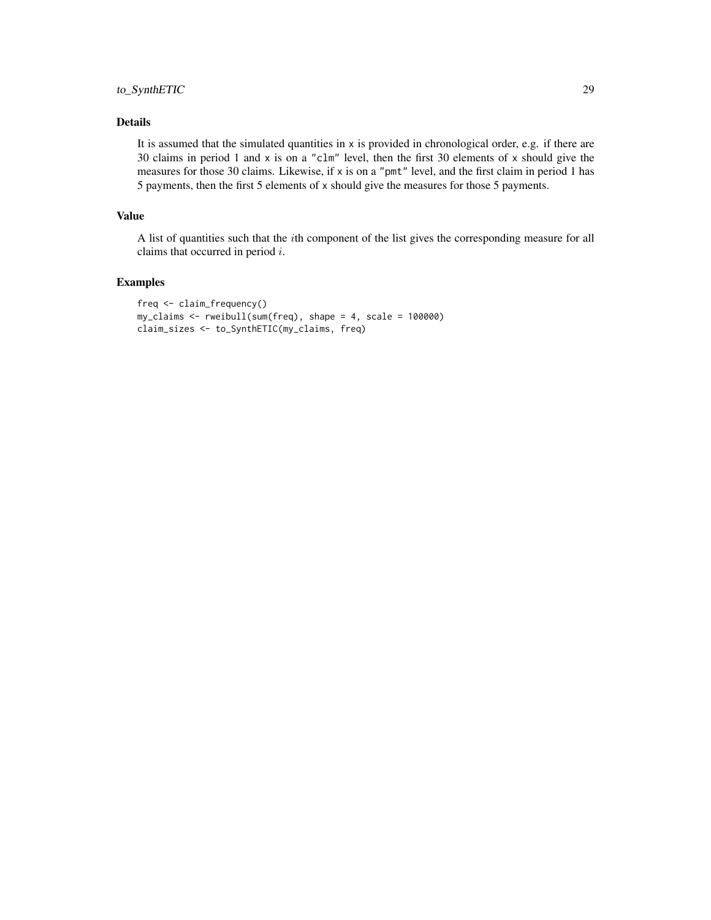## Details

It is assumed that the simulated quantities in `x` is provided in chronological order, e.g. if there are 30 claims in period 1 and `x` is on a `"clm"` level, then the first 30 elements of `x` should give the measures for those 30 claims. Likewise, if `x` is on a `"pmt"` level, and the first claim in period 1 has 5 payments, then the first 5 elements of `x` should give the measures for those 5 payments.

## Value

A list of quantities such that the $i$th component of the list gives the corresponding measure for all claims that occurred in period $i$.

## Examples

```
freq <- claim_frequency()
my_claims <- rweibull(sum(freq), shape = 4, scale = 100000)
claim_sizes <- to_SynthETIC(my_claims, freq)
```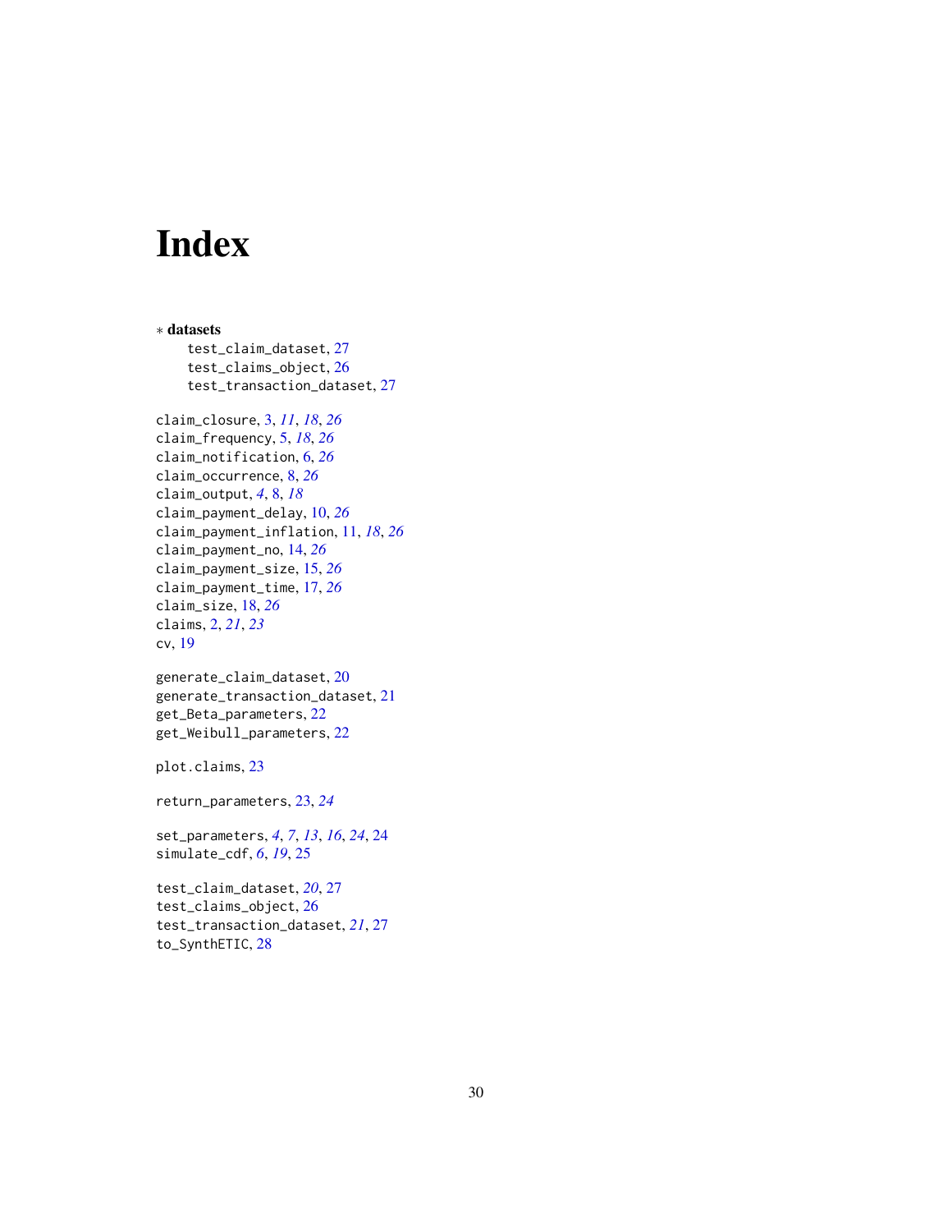# Index

∗ **datasets**

test_claim_dataset, 27
test_claims_object, 26
test_transaction_dataset, 27

claim_closure, 3, *11*, *18*, *26*
claim_frequency, 5, *18*, *26*
claim_notification, 6, *26*
claim_occurrence, 8, *26*
claim_output, *4*, 8, *18*
claim_payment_delay, 10, *26*
claim_payment_inflation, 11, *18*, *26*
claim_payment_no, 14, *26*
claim_payment_size, 15, *26*
claim_payment_time, 17, *26*
claim_size, 18, *26*
claims, 2, *21*, *23*
cv, 19

generate_claim_dataset, 20
generate_transaction_dataset, 21
get_Beta_parameters, 22
get_Weibull_parameters, 22

plot.claims, 23

return_parameters, 23, *24*

set_parameters, *4*, *7*, *13*, *16*, *24*, 24
simulate_cdf, *6*, *19*, 25

test_claim_dataset, *20*, 27
test_claims_object, 26
test_transaction_dataset, *21*, 27
to_SynthETIC, 28